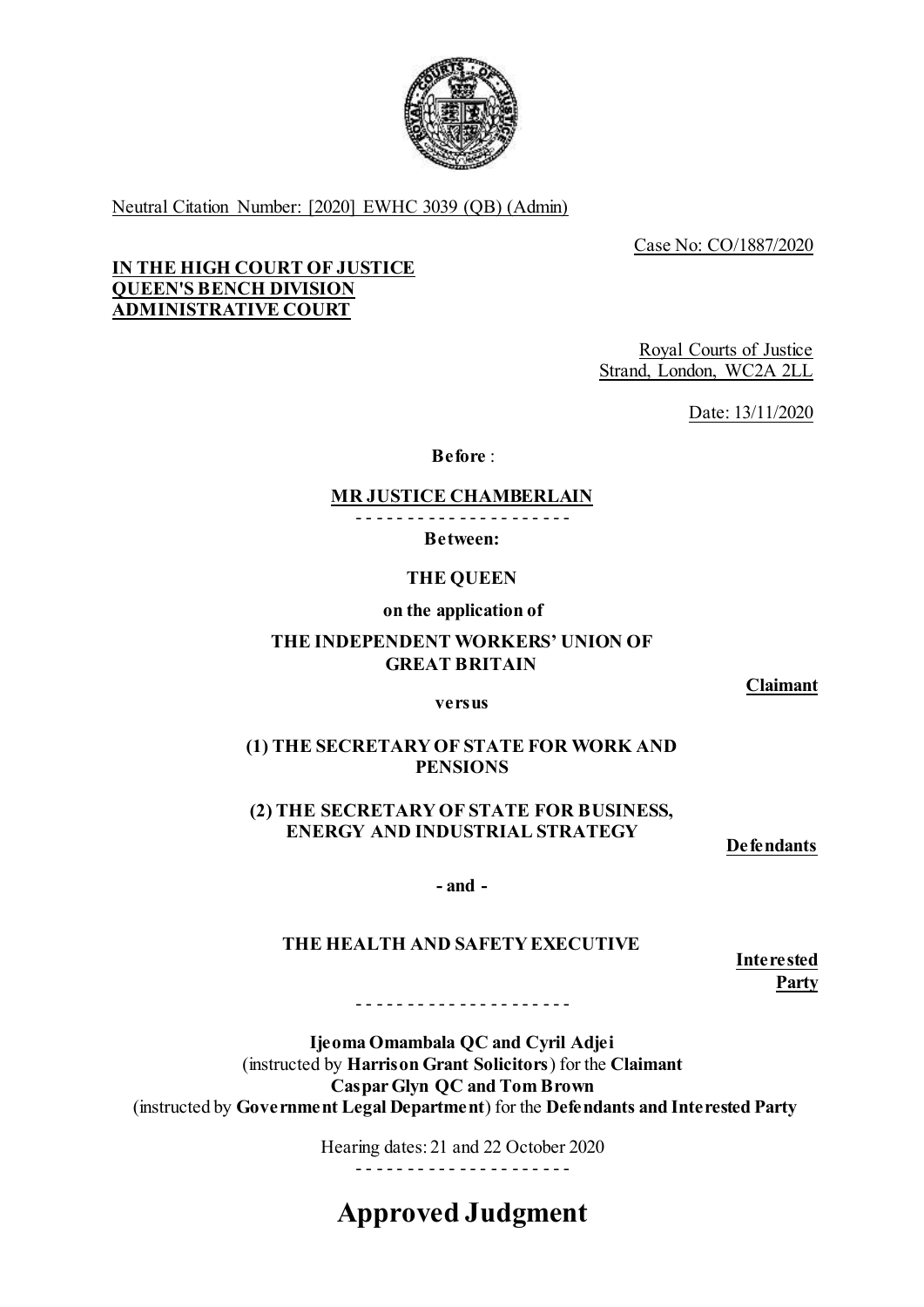Neutral Citation Number: [2020] EWHC 3039 (QB) (Admin)

Case No: CO/1887/2020

**IN THE HIGH COURT OF JUSTICE**
**QUEEN'S BENCH DIVISION**
**ADMINISTRATIVE COURT**

Royal Courts of Justice
Strand, London, WC2A 2LL

Date: 13/11/2020

**Before** :

**MR JUSTICE CHAMBERLAIN**

- - - - - - - - - - - - - - - - - - - - -

**Between:**

**THE QUEEN**

**on the application of**

**THE INDEPENDENT WORKERS' UNION OF GREAT BRITAIN**

**Claimant**

**versus**

**(1) THE SECRETARY OF STATE FOR WORK AND PENSIONS**

**(2) THE SECRETARY OF STATE FOR BUSINESS, ENERGY AND INDUSTRIAL STRATEGY**

**Defendants**

**- and -**

**THE HEALTH AND SAFETY EXECUTIVE**

**Interested Party**

- - - - - - - - - - - - - - - - - - - - -

**Ijeoma Omambala QC and Cyril Adjei**
(instructed by **Harrison Grant Solicitors**) for the **Claimant**
**Caspar Glyn QC and Tom Brown**
(instructed by **Government Legal Department**) for the **Defendants and Interested Party**

Hearing dates: 21 and 22 October 2020

- - - - - - - - - - - - - - - - - - - - -

# Approved Judgment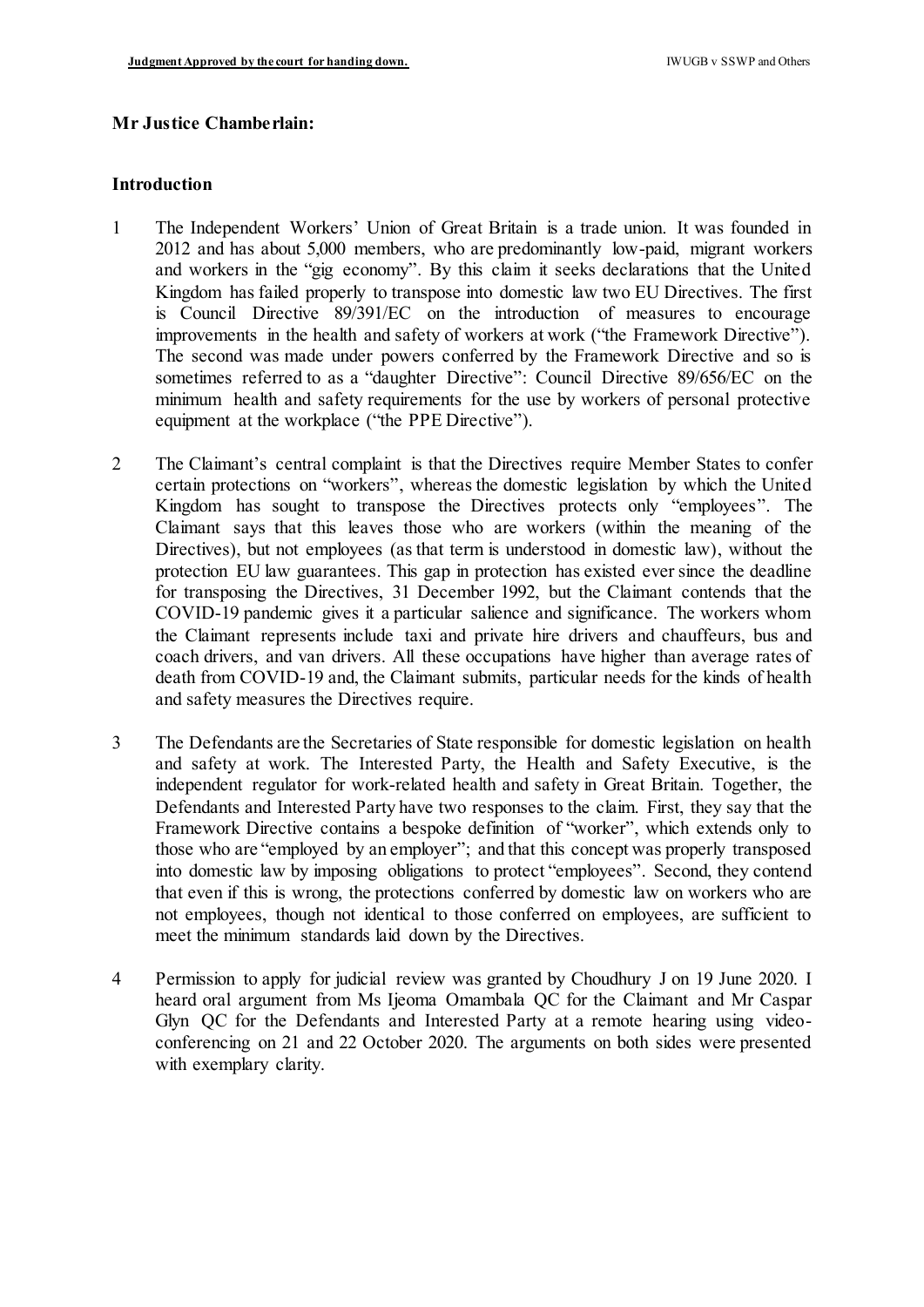**Mr Justice Chamberlain:**

**Introduction**

1 The Independent Workers' Union of Great Britain is a trade union. It was founded in 2012 and has about 5,000 members, who are predominantly low-paid, migrant workers and workers in the "gig economy". By this claim it seeks declarations that the United Kingdom has failed properly to transpose into domestic law two EU Directives. The first is Council Directive 89/391/EC on the introduction of measures to encourage improvements in the health and safety of workers at work ("the Framework Directive"). The second was made under powers conferred by the Framework Directive and so is sometimes referred to as a "daughter Directive": Council Directive 89/656/EC on the minimum health and safety requirements for the use by workers of personal protective equipment at the workplace ("the PPE Directive").

2 The Claimant's central complaint is that the Directives require Member States to confer certain protections on "workers", whereas the domestic legislation by which the United Kingdom has sought to transpose the Directives protects only "employees". The Claimant says that this leaves those who are workers (within the meaning of the Directives), but not employees (as that term is understood in domestic law), without the protection EU law guarantees. This gap in protection has existed ever since the deadline for transposing the Directives, 31 December 1992, but the Claimant contends that the COVID-19 pandemic gives it a particular salience and significance. The workers whom the Claimant represents include taxi and private hire drivers and chauffeurs, bus and coach drivers, and van drivers. All these occupations have higher than average rates of death from COVID-19 and, the Claimant submits, particular needs for the kinds of health and safety measures the Directives require.

3 The Defendants are the Secretaries of State responsible for domestic legislation on health and safety at work. The Interested Party, the Health and Safety Executive, is the independent regulator for work-related health and safety in Great Britain. Together, the Defendants and Interested Party have two responses to the claim. First, they say that the Framework Directive contains a bespoke definition of "worker", which extends only to those who are "employed by an employer"; and that this concept was properly transposed into domestic law by imposing obligations to protect "employees". Second, they contend that even if this is wrong, the protections conferred by domestic law on workers who are not employees, though not identical to those conferred on employees, are sufficient to meet the minimum standards laid down by the Directives.

4 Permission to apply for judicial review was granted by Choudhury J on 19 June 2020. I heard oral argument from Ms Ijeoma Omambala QC for the Claimant and Mr Caspar Glyn QC for the Defendants and Interested Party at a remote hearing using video-conferencing on 21 and 22 October 2020. The arguments on both sides were presented with exemplary clarity.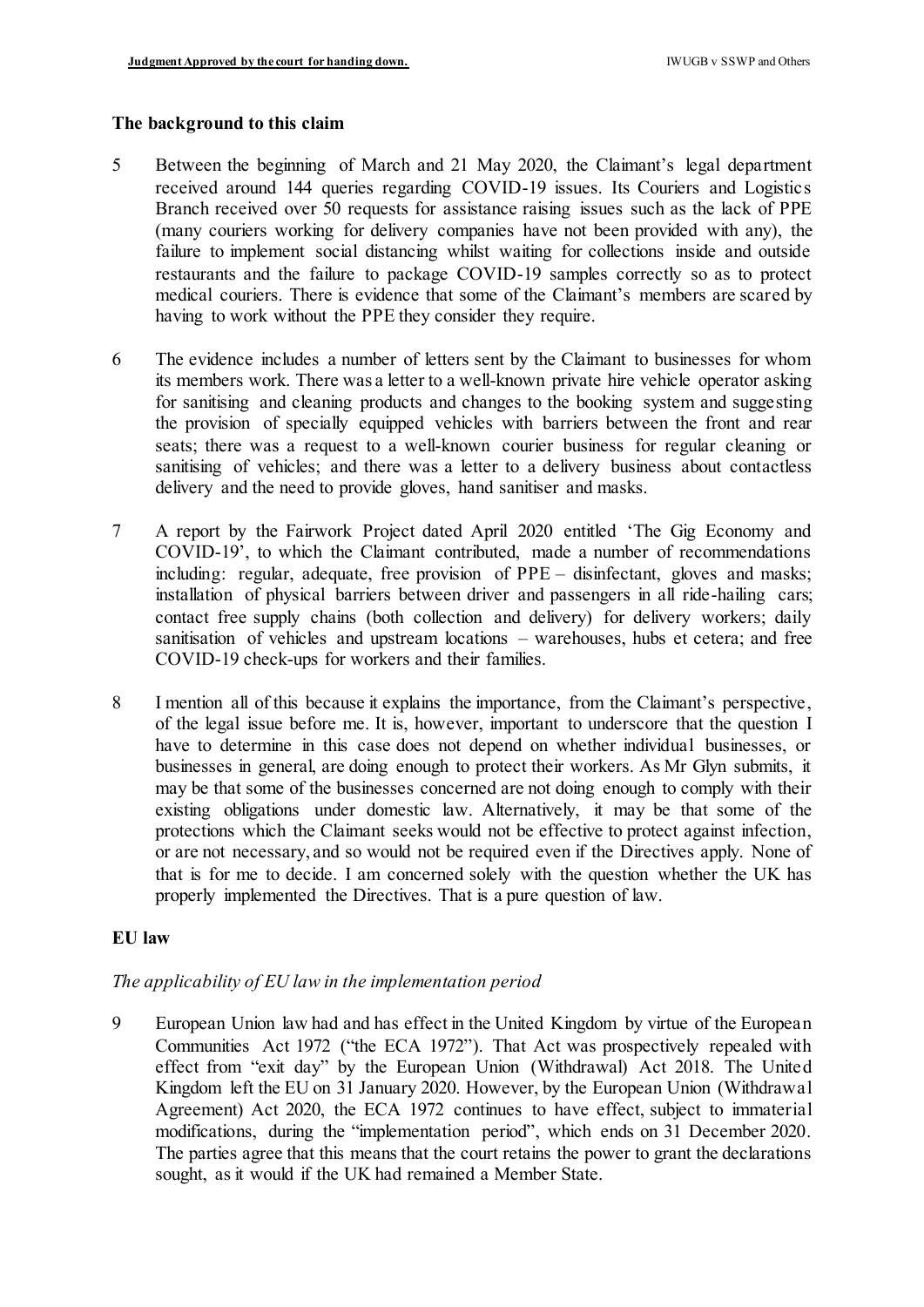## The background to this claim

5 Between the beginning of March and 21 May 2020, the Claimant's legal department received around 144 queries regarding COVID-19 issues. Its Couriers and Logistics Branch received over 50 requests for assistance raising issues such as the lack of PPE (many couriers working for delivery companies have not been provided with any), the failure to implement social distancing whilst waiting for collections inside and outside restaurants and the failure to package COVID-19 samples correctly so as to protect medical couriers. There is evidence that some of the Claimant's members are scared by having to work without the PPE they consider they require.

6 The evidence includes a number of letters sent by the Claimant to businesses for whom its members work. There was a letter to a well-known private hire vehicle operator asking for sanitising and cleaning products and changes to the booking system and suggesting the provision of specially equipped vehicles with barriers between the front and rear seats; there was a request to a well-known courier business for regular cleaning or sanitising of vehicles; and there was a letter to a delivery business about contactless delivery and the need to provide gloves, hand sanitiser and masks.

7 A report by the Fairwork Project dated April 2020 entitled 'The Gig Economy and COVID-19', to which the Claimant contributed, made a number of recommendations including: regular, adequate, free provision of PPE – disinfectant, gloves and masks; installation of physical barriers between driver and passengers in all ride-hailing cars; contact free supply chains (both collection and delivery) for delivery workers; daily sanitisation of vehicles and upstream locations – warehouses, hubs et cetera; and free COVID-19 check-ups for workers and their families.

8 I mention all of this because it explains the importance, from the Claimant's perspective, of the legal issue before me. It is, however, important to underscore that the question I have to determine in this case does not depend on whether individual businesses, or businesses in general, are doing enough to protect their workers. As Mr Glyn submits, it may be that some of the businesses concerned are not doing enough to comply with their existing obligations under domestic law. Alternatively, it may be that some of the protections which the Claimant seeks would not be effective to protect against infection, or are not necessary, and so would not be required even if the Directives apply. None of that is for me to decide. I am concerned solely with the question whether the UK has properly implemented the Directives. That is a pure question of law.

## EU law

### *The applicability of EU law in the implementation period*

9 European Union law had and has effect in the United Kingdom by virtue of the European Communities Act 1972 ("the ECA 1972"). That Act was prospectively repealed with effect from "exit day" by the European Union (Withdrawal) Act 2018. The United Kingdom left the EU on 31 January 2020. However, by the European Union (Withdrawal Agreement) Act 2020, the ECA 1972 continues to have effect, subject to immaterial modifications, during the "implementation period", which ends on 31 December 2020. The parties agree that this means that the court retains the power to grant the declarations sought, as it would if the UK had remained a Member State.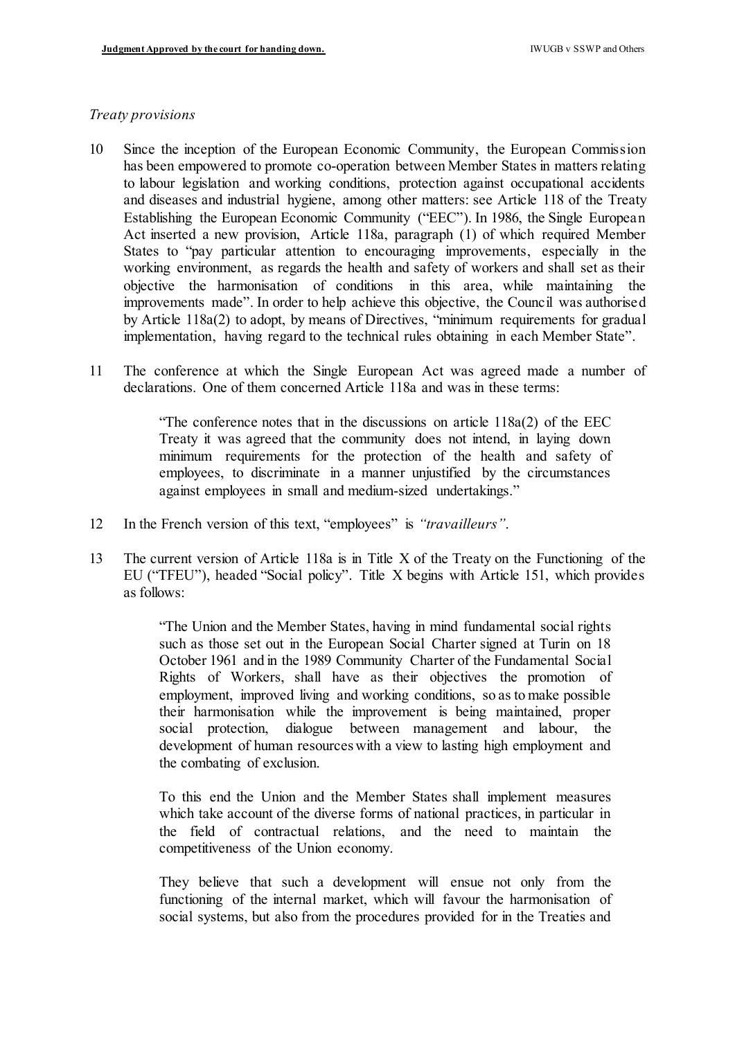*Treaty provisions*

10 Since the inception of the European Economic Community, the European Commission has been empowered to promote co-operation between Member States in matters relating to labour legislation and working conditions, protection against occupational accidents and diseases and industrial hygiene, among other matters: see Article 118 of the Treaty Establishing the European Economic Community ("EEC"). In 1986, the Single European Act inserted a new provision, Article 118a, paragraph (1) of which required Member States to "pay particular attention to encouraging improvements, especially in the working environment, as regards the health and safety of workers and shall set as their objective the harmonisation of conditions in this area, while maintaining the improvements made". In order to help achieve this objective, the Council was authorised by Article 118a(2) to adopt, by means of Directives, "minimum requirements for gradual implementation, having regard to the technical rules obtaining in each Member State".

11 The conference at which the Single European Act was agreed made a number of declarations. One of them concerned Article 118a and was in these terms:

> "The conference notes that in the discussions on article 118a(2) of the EEC Treaty it was agreed that the community does not intend, in laying down minimum requirements for the protection of the health and safety of employees, to discriminate in a manner unjustified by the circumstances against employees in small and medium-sized undertakings."

12 In the French version of this text, "employees" is *"travailleurs"*.

13 The current version of Article 118a is in Title X of the Treaty on the Functioning of the EU ("TFEU"), headed "Social policy". Title X begins with Article 151, which provides as follows:

> "The Union and the Member States, having in mind fundamental social rights such as those set out in the European Social Charter signed at Turin on 18 October 1961 and in the 1989 Community Charter of the Fundamental Social Rights of Workers, shall have as their objectives the promotion of employment, improved living and working conditions, so as to make possible their harmonisation while the improvement is being maintained, proper social protection, dialogue between management and labour, the development of human resources with a view to lasting high employment and the combating of exclusion.
>
> To this end the Union and the Member States shall implement measures which take account of the diverse forms of national practices, in particular in the field of contractual relations, and the need to maintain the competitiveness of the Union economy.
>
> They believe that such a development will ensue not only from the functioning of the internal market, which will favour the harmonisation of social systems, but also from the procedures provided for in the Treaties and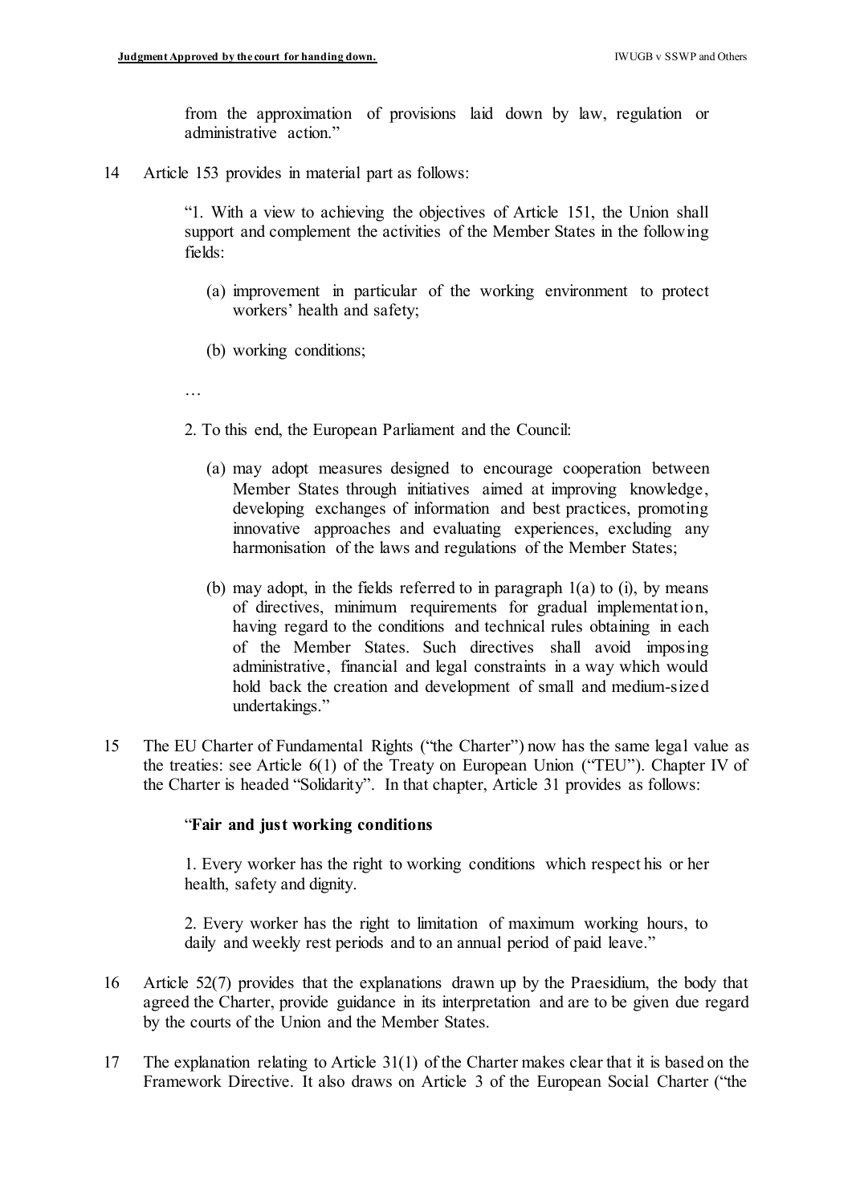from the approximation of provisions laid down by law, regulation or administrative action."

14 Article 153 provides in material part as follows:

> "1. With a view to achieving the objectives of Article 151, the Union shall support and complement the activities of the Member States in the following fields:
>
> (a) improvement in particular of the working environment to protect workers' health and safety;
>
> (b) working conditions;
>
> …
>
> 2. To this end, the European Parliament and the Council:
>
> (a) may adopt measures designed to encourage cooperation between Member States through initiatives aimed at improving knowledge, developing exchanges of information and best practices, promoting innovative approaches and evaluating experiences, excluding any harmonisation of the laws and regulations of the Member States;
>
> (b) may adopt, in the fields referred to in paragraph 1(a) to (i), by means of directives, minimum requirements for gradual implementation, having regard to the conditions and technical rules obtaining in each of the Member States. Such directives shall avoid imposing administrative, financial and legal constraints in a way which would hold back the creation and development of small and medium-sized undertakings."

15 The EU Charter of Fundamental Rights ("the Charter") now has the same legal value as the treaties: see Article 6(1) of the Treaty on European Union ("TEU"). Chapter IV of the Charter is headed "Solidarity". In that chapter, Article 31 provides as follows:

> "**Fair and just working conditions**
>
> 1. Every worker has the right to working conditions which respect his or her health, safety and dignity.
>
> 2. Every worker has the right to limitation of maximum working hours, to daily and weekly rest periods and to an annual period of paid leave."

16 Article 52(7) provides that the explanations drawn up by the Praesidium, the body that agreed the Charter, provide guidance in its interpretation and are to be given due regard by the courts of the Union and the Member States.

17 The explanation relating to Article 31(1) of the Charter makes clear that it is based on the Framework Directive. It also draws on Article 3 of the European Social Charter ("the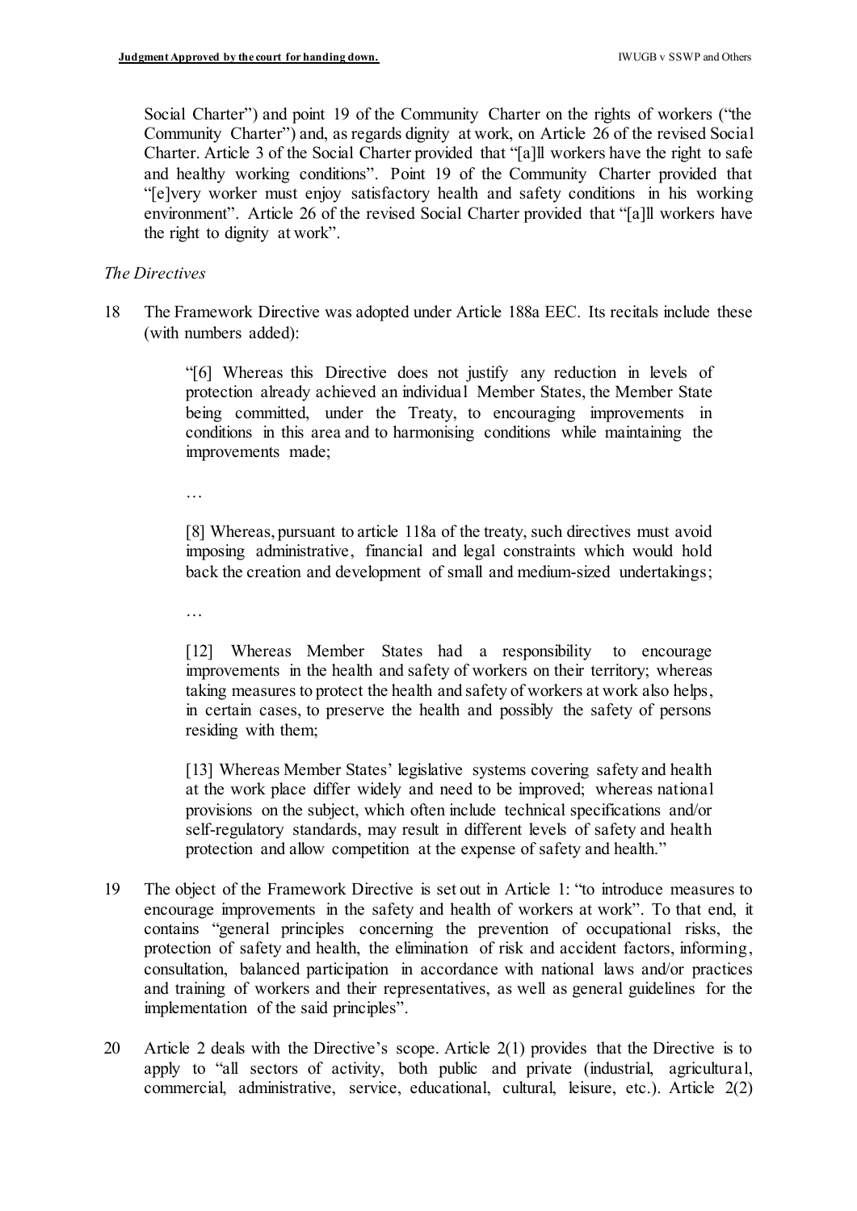Social Charter") and point 19 of the Community Charter on the rights of workers ("the Community Charter") and, as regards dignity at work, on Article 26 of the revised Social Charter. Article 3 of the Social Charter provided that "[a]ll workers have the right to safe and healthy working conditions". Point 19 of the Community Charter provided that "[e]very worker must enjoy satisfactory health and safety conditions in his working environment". Article 26 of the revised Social Charter provided that "[a]ll workers have the right to dignity at work".

*The Directives*

18 The Framework Directive was adopted under Article 188a EEC. Its recitals include these (with numbers added):

> "[6] Whereas this Directive does not justify any reduction in levels of protection already achieved an individual Member States, the Member State being committed, under the Treaty, to encouraging improvements in conditions in this area and to harmonising conditions while maintaining the improvements made;
>
> …
>
> [8] Whereas, pursuant to article 118a of the treaty, such directives must avoid imposing administrative, financial and legal constraints which would hold back the creation and development of small and medium-sized undertakings;
>
> …
>
> [12] Whereas Member States had a responsibility to encourage improvements in the health and safety of workers on their territory; whereas taking measures to protect the health and safety of workers at work also helps, in certain cases, to preserve the health and possibly the safety of persons residing with them;
>
> [13] Whereas Member States' legislative systems covering safety and health at the work place differ widely and need to be improved; whereas national provisions on the subject, which often include technical specifications and/or self-regulatory standards, may result in different levels of safety and health protection and allow competition at the expense of safety and health."

19 The object of the Framework Directive is set out in Article 1: "to introduce measures to encourage improvements in the safety and health of workers at work". To that end, it contains "general principles concerning the prevention of occupational risks, the protection of safety and health, the elimination of risk and accident factors, informing, consultation, balanced participation in accordance with national laws and/or practices and training of workers and their representatives, as well as general guidelines for the implementation of the said principles".

20 Article 2 deals with the Directive's scope. Article 2(1) provides that the Directive is to apply to "all sectors of activity, both public and private (industrial, agricultural, commercial, administrative, service, educational, cultural, leisure, etc.). Article 2(2)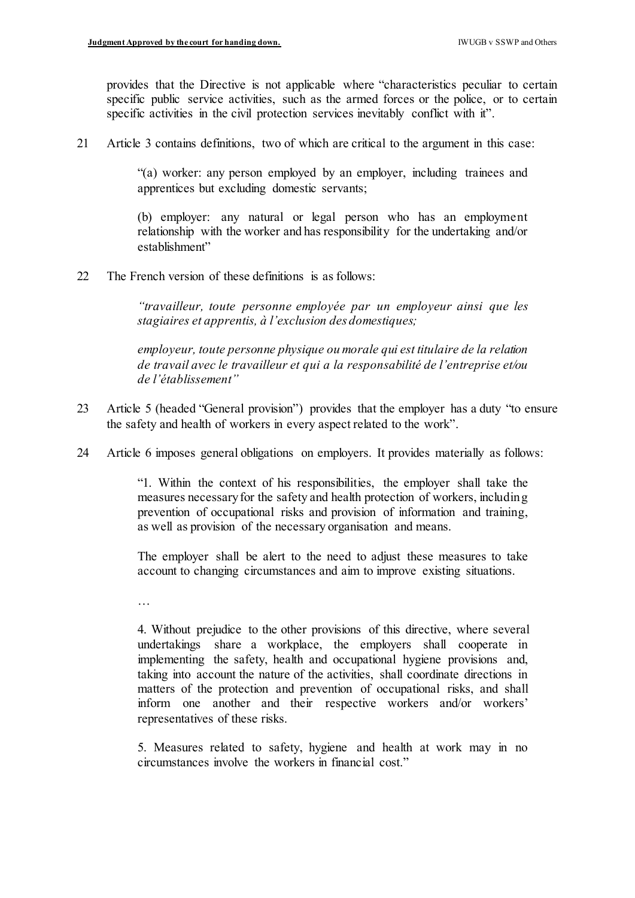provides that the Directive is not applicable where "characteristics peculiar to certain specific public service activities, such as the armed forces or the police, or to certain specific activities in the civil protection services inevitably conflict with it".

21 Article 3 contains definitions, two of which are critical to the argument in this case:

> "(a) worker: any person employed by an employer, including trainees and apprentices but excluding domestic servants;
>
> (b) employer: any natural or legal person who has an employment relationship with the worker and has responsibility for the undertaking and/or establishment"

22 The French version of these definitions is as follows:

> *"travailleur, toute personne employée par un employeur ainsi que les stagiaires et apprentis, à l'exclusion des domestiques;*
>
> *employeur, toute personne physique ou morale qui est titulaire de la relation de travail avec le travailleur et qui a la responsabilité de l'entreprise et/ou de l'établissement"*

23 Article 5 (headed "General provision") provides that the employer has a duty "to ensure the safety and health of workers in every aspect related to the work".

24 Article 6 imposes general obligations on employers. It provides materially as follows:

> "1. Within the context of his responsibilities, the employer shall take the measures necessary for the safety and health protection of workers, including prevention of occupational risks and provision of information and training, as well as provision of the necessary organisation and means.
>
> The employer shall be alert to the need to adjust these measures to take account to changing circumstances and aim to improve existing situations.
>
> …
>
> 4. Without prejudice to the other provisions of this directive, where several undertakings share a workplace, the employers shall cooperate in implementing the safety, health and occupational hygiene provisions and, taking into account the nature of the activities, shall coordinate directions in matters of the protection and prevention of occupational risks, and shall inform one another and their respective workers and/or workers' representatives of these risks.
>
> 5. Measures related to safety, hygiene and health at work may in no circumstances involve the workers in financial cost."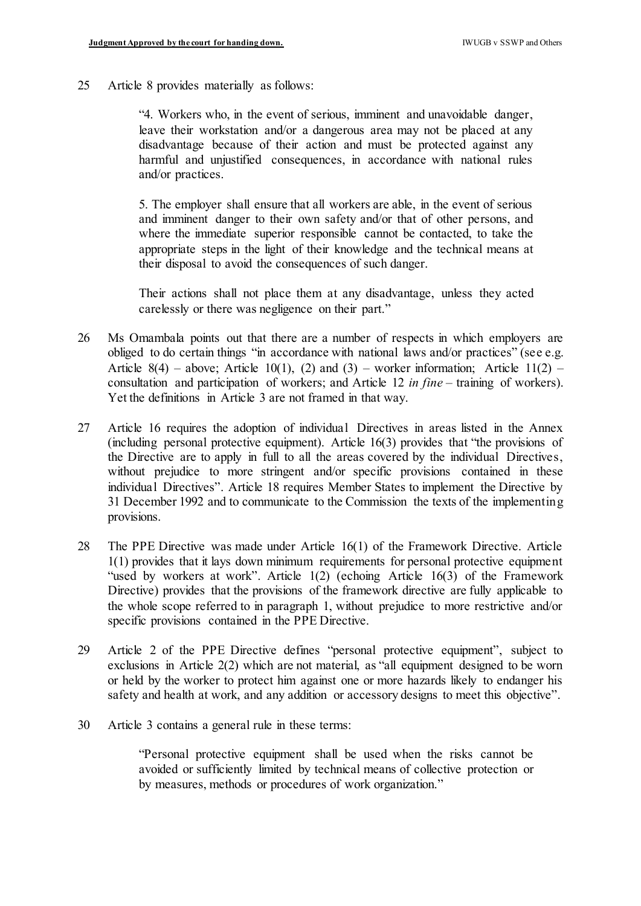25 Article 8 provides materially as follows:

> "4. Workers who, in the event of serious, imminent and unavoidable danger, leave their workstation and/or a dangerous area may not be placed at any disadvantage because of their action and must be protected against any harmful and unjustified consequences, in accordance with national rules and/or practices.
>
> 5. The employer shall ensure that all workers are able, in the event of serious and imminent danger to their own safety and/or that of other persons, and where the immediate superior responsible cannot be contacted, to take the appropriate steps in the light of their knowledge and the technical means at their disposal to avoid the consequences of such danger.
>
> Their actions shall not place them at any disadvantage, unless they acted carelessly or there was negligence on their part."

26 Ms Omambala points out that there are a number of respects in which employers are obliged to do certain things "in accordance with national laws and/or practices" (see e.g. Article 8(4) – above; Article 10(1), (2) and (3) – worker information; Article 11(2) – consultation and participation of workers; and Article 12 *in fine* – training of workers). Yet the definitions in Article 3 are not framed in that way.

27 Article 16 requires the adoption of individual Directives in areas listed in the Annex (including personal protective equipment). Article 16(3) provides that "the provisions of the Directive are to apply in full to all the areas covered by the individual Directives, without prejudice to more stringent and/or specific provisions contained in these individual Directives". Article 18 requires Member States to implement the Directive by 31 December 1992 and to communicate to the Commission the texts of the implementing provisions.

28 The PPE Directive was made under Article 16(1) of the Framework Directive. Article 1(1) provides that it lays down minimum requirements for personal protective equipment "used by workers at work". Article 1(2) (echoing Article 16(3) of the Framework Directive) provides that the provisions of the framework directive are fully applicable to the whole scope referred to in paragraph 1, without prejudice to more restrictive and/or specific provisions contained in the PPE Directive.

29 Article 2 of the PPE Directive defines "personal protective equipment", subject to exclusions in Article 2(2) which are not material, as "all equipment designed to be worn or held by the worker to protect him against one or more hazards likely to endanger his safety and health at work, and any addition or accessory designs to meet this objective".

30 Article 3 contains a general rule in these terms:

> "Personal protective equipment shall be used when the risks cannot be avoided or sufficiently limited by technical means of collective protection or by measures, methods or procedures of work organization."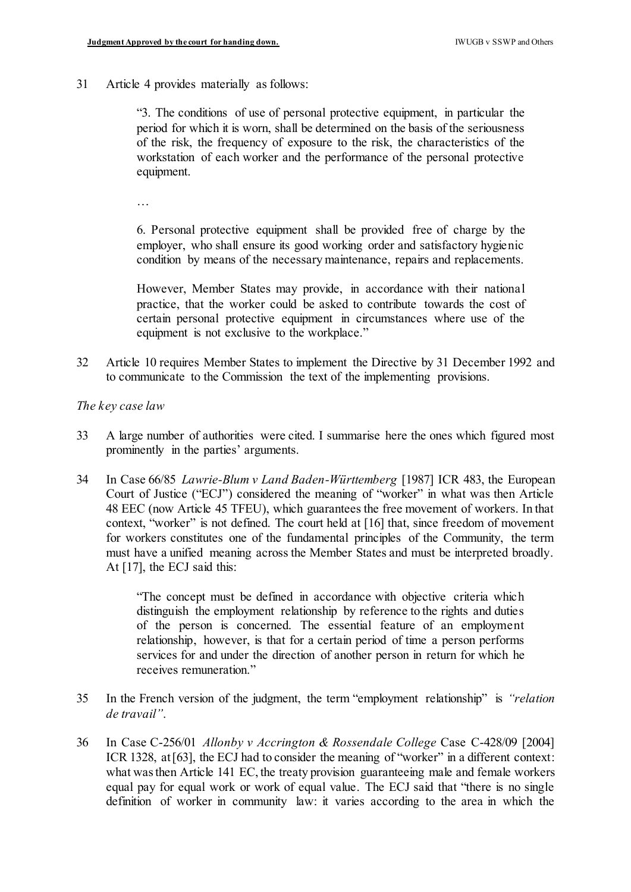31 Article 4 provides materially as follows:

> "3. The conditions of use of personal protective equipment, in particular the period for which it is worn, shall be determined on the basis of the seriousness of the risk, the frequency of exposure to the risk, the characteristics of the workstation of each worker and the performance of the personal protective equipment.
>
> …
>
> 6. Personal protective equipment shall be provided free of charge by the employer, who shall ensure its good working order and satisfactory hygienic condition by means of the necessary maintenance, repairs and replacements.
>
> However, Member States may provide, in accordance with their national practice, that the worker could be asked to contribute towards the cost of certain personal protective equipment in circumstances where use of the equipment is not exclusive to the workplace."

32 Article 10 requires Member States to implement the Directive by 31 December 1992 and to communicate to the Commission the text of the implementing provisions.

*The key case law*

33 A large number of authorities were cited. I summarise here the ones which figured most prominently in the parties' arguments.

34 In Case 66/85 *Lawrie-Blum v Land Baden-Württemberg* [1987] ICR 483, the European Court of Justice ("ECJ") considered the meaning of "worker" in what was then Article 48 EEC (now Article 45 TFEU), which guarantees the free movement of workers. In that context, "worker" is not defined. The court held at [16] that, since freedom of movement for workers constitutes one of the fundamental principles of the Community, the term must have a unified meaning across the Member States and must be interpreted broadly. At [17], the ECJ said this:

> "The concept must be defined in accordance with objective criteria which distinguish the employment relationship by reference to the rights and duties of the person is concerned. The essential feature of an employment relationship, however, is that for a certain period of time a person performs services for and under the direction of another person in return for which he receives remuneration."

35 In the French version of the judgment, the term "employment relationship" is *"relation de travail"*.

36 In Case C-256/01 *Allonby v Accrington & Rossendale College* Case C-428/09 [2004] ICR 1328, at [63], the ECJ had to consider the meaning of "worker" in a different context: what was then Article 141 EC, the treaty provision guaranteeing male and female workers equal pay for equal work or work of equal value. The ECJ said that "there is no single definition of worker in community law: it varies according to the area in which the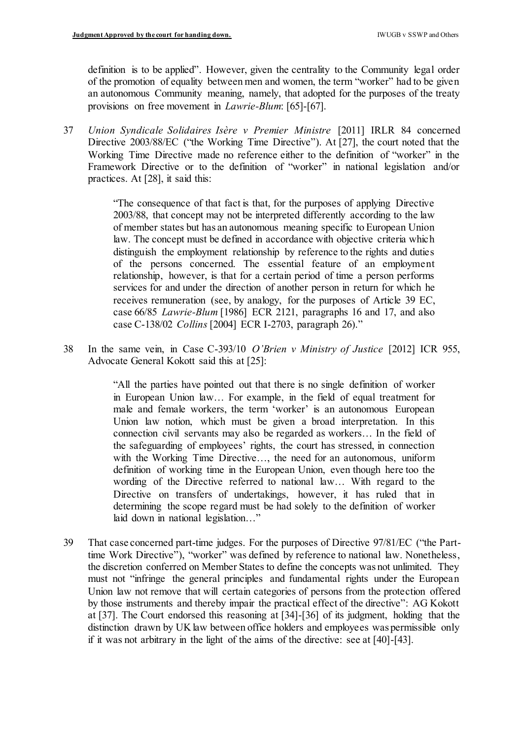definition is to be applied". However, given the centrality to the Community legal order of the promotion of equality between men and women, the term "worker" had to be given an autonomous Community meaning, namely, that adopted for the purposes of the treaty provisions on free movement in *Lawrie-Blum*: [65]-[67].

37 *Union Syndicale Solidaires Isère v Premier Ministre* [2011] IRLR 84 concerned Directive 2003/88/EC ("the Working Time Directive"). At [27], the court noted that the Working Time Directive made no reference either to the definition of "worker" in the Framework Directive or to the definition of "worker" in national legislation and/or practices. At [28], it said this:

> "The consequence of that fact is that, for the purposes of applying Directive 2003/88, that concept may not be interpreted differently according to the law of member states but has an autonomous meaning specific to European Union law. The concept must be defined in accordance with objective criteria which distinguish the employment relationship by reference to the rights and duties of the persons concerned. The essential feature of an employment relationship, however, is that for a certain period of time a person performs services for and under the direction of another person in return for which he receives remuneration (see, by analogy, for the purposes of Article 39 EC, case 66/85 *Lawrie-Blum* [1986] ECR 2121, paragraphs 16 and 17, and also case C-138/02 *Collins* [2004] ECR I-2703, paragraph 26)."

38 In the same vein, in Case C-393/10 *O'Brien v Ministry of Justice* [2012] ICR 955, Advocate General Kokott said this at [25]:

> "All the parties have pointed out that there is no single definition of worker in European Union law… For example, in the field of equal treatment for male and female workers, the term 'worker' is an autonomous European Union law notion, which must be given a broad interpretation. In this connection civil servants may also be regarded as workers… In the field of the safeguarding of employees' rights, the court has stressed, in connection with the Working Time Directive…, the need for an autonomous, uniform definition of working time in the European Union, even though here too the wording of the Directive referred to national law… With regard to the Directive on transfers of undertakings, however, it has ruled that in determining the scope regard must be had solely to the definition of worker laid down in national legislation…"

39 That case concerned part-time judges. For the purposes of Directive 97/81/EC ("the Part-time Work Directive"), "worker" was defined by reference to national law. Nonetheless, the discretion conferred on Member States to define the concepts was not unlimited. They must not "infringe the general principles and fundamental rights under the European Union law not remove that will certain categories of persons from the protection offered by those instruments and thereby impair the practical effect of the directive": AG Kokott at [37]. The Court endorsed this reasoning at [34]-[36] of its judgment, holding that the distinction drawn by UK law between office holders and employees was permissible only if it was not arbitrary in the light of the aims of the directive: see at [40]-[43].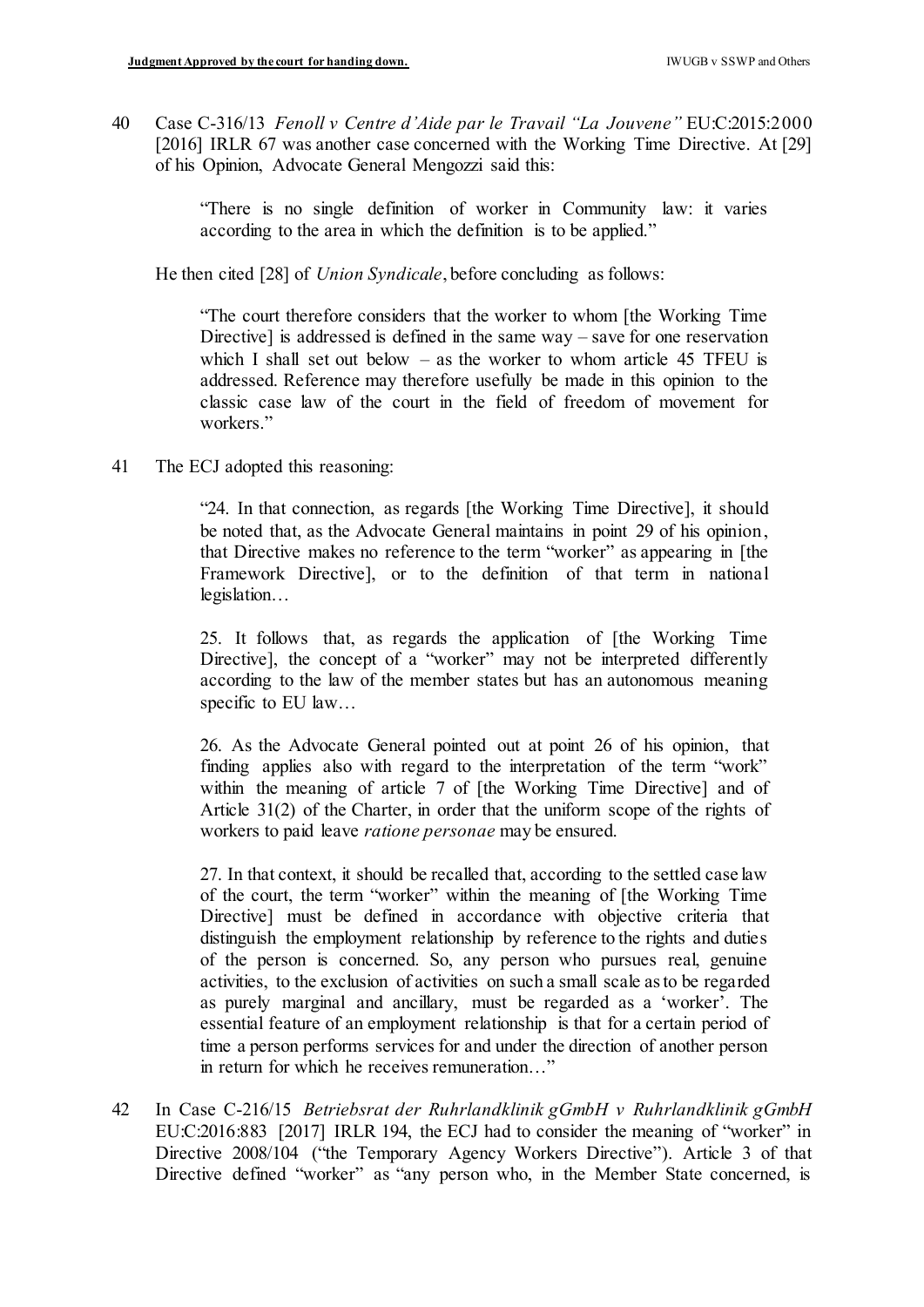40 Case C-316/13 *Fenoll v Centre d'Aide par le Travail "La Jouvene"* EU:C:2015:2000 [2016] IRLR 67 was another case concerned with the Working Time Directive. At [29] of his Opinion, Advocate General Mengozzi said this:

> "There is no single definition of worker in Community law: it varies according to the area in which the definition is to be applied."

He then cited [28] of *Union Syndicale*, before concluding as follows:

> "The court therefore considers that the worker to whom [the Working Time Directive] is addressed is defined in the same way – save for one reservation which I shall set out below – as the worker to whom article 45 TFEU is addressed. Reference may therefore usefully be made in this opinion to the classic case law of the court in the field of freedom of movement for workers."

41 The ECJ adopted this reasoning:

> "24. In that connection, as regards [the Working Time Directive], it should be noted that, as the Advocate General maintains in point 29 of his opinion, that Directive makes no reference to the term "worker" as appearing in [the Framework Directive], or to the definition of that term in national legislation…
>
> 25. It follows that, as regards the application of [the Working Time Directive], the concept of a "worker" may not be interpreted differently according to the law of the member states but has an autonomous meaning specific to EU law…
>
> 26. As the Advocate General pointed out at point 26 of his opinion, that finding applies also with regard to the interpretation of the term "work" within the meaning of article 7 of [the Working Time Directive] and of Article 31(2) of the Charter, in order that the uniform scope of the rights of workers to paid leave *ratione personae* may be ensured.
>
> 27. In that context, it should be recalled that, according to the settled case law of the court, the term "worker" within the meaning of [the Working Time Directive] must be defined in accordance with objective criteria that distinguish the employment relationship by reference to the rights and duties of the person is concerned. So, any person who pursues real, genuine activities, to the exclusion of activities on such a small scale as to be regarded as purely marginal and ancillary, must be regarded as a 'worker'. The essential feature of an employment relationship is that for a certain period of time a person performs services for and under the direction of another person in return for which he receives remuneration…"

42 In Case C-216/15 *Betriebsrat der Ruhrlandklinik gGmbH v Ruhrlandklinik gGmbH* EU:C:2016:883 [2017] IRLR 194, the ECJ had to consider the meaning of "worker" in Directive 2008/104 ("the Temporary Agency Workers Directive"). Article 3 of that Directive defined "worker" as "any person who, in the Member State concerned, is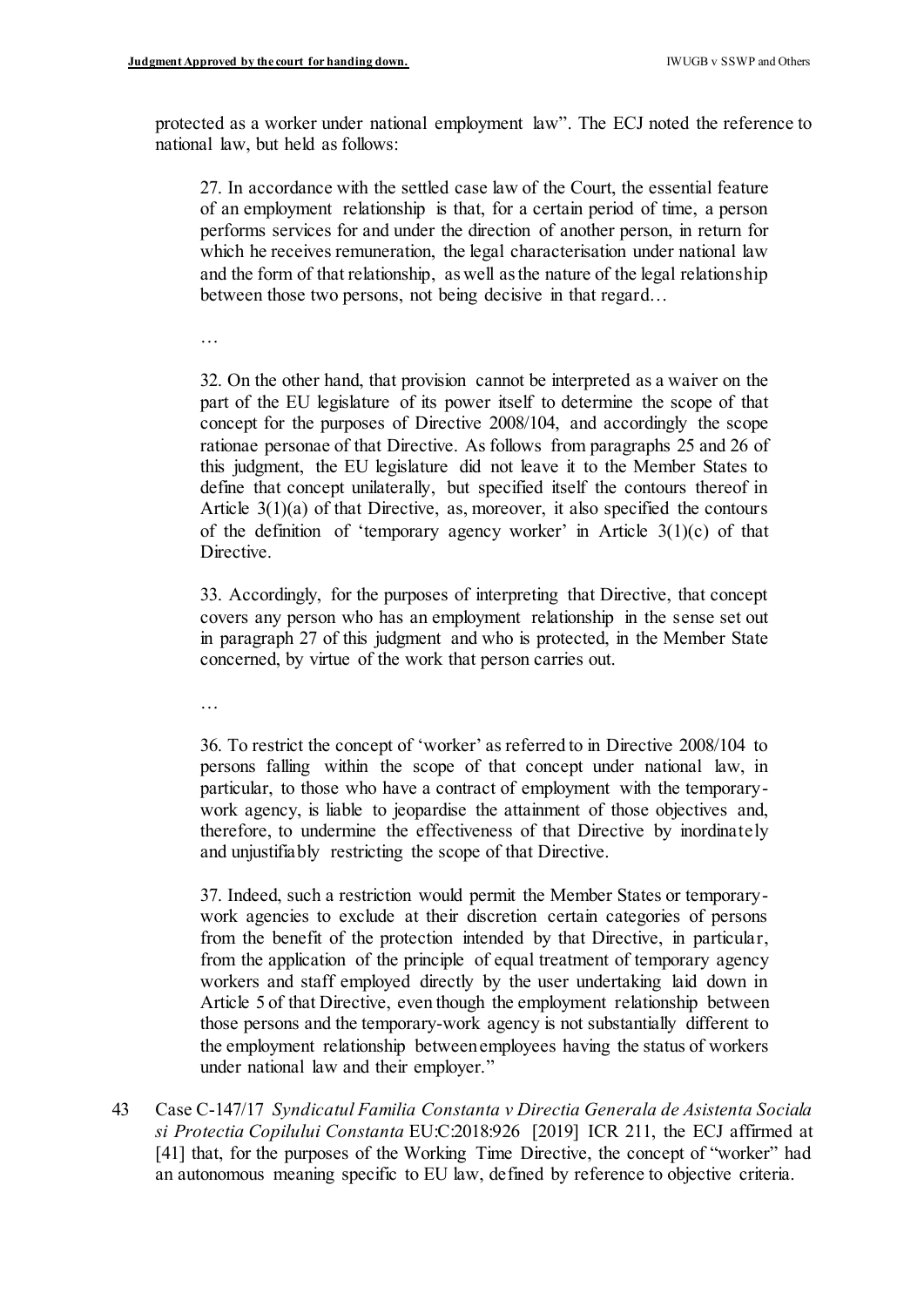protected as a worker under national employment law". The ECJ noted the reference to national law, but held as follows:

> 27. In accordance with the settled case law of the Court, the essential feature of an employment relationship is that, for a certain period of time, a person performs services for and under the direction of another person, in return for which he receives remuneration, the legal characterisation under national law and the form of that relationship, as well as the nature of the legal relationship between those two persons, not being decisive in that regard…
>
> …
>
> 32. On the other hand, that provision cannot be interpreted as a waiver on the part of the EU legislature of its power itself to determine the scope of that concept for the purposes of Directive 2008/104, and accordingly the scope rationae personae of that Directive. As follows from paragraphs 25 and 26 of this judgment, the EU legislature did not leave it to the Member States to define that concept unilaterally, but specified itself the contours thereof in Article 3(1)(a) of that Directive, as, moreover, it also specified the contours of the definition of 'temporary agency worker' in Article 3(1)(c) of that Directive.
>
> 33. Accordingly, for the purposes of interpreting that Directive, that concept covers any person who has an employment relationship in the sense set out in paragraph 27 of this judgment and who is protected, in the Member State concerned, by virtue of the work that person carries out.
>
> …
>
> 36. To restrict the concept of 'worker' as referred to in Directive 2008/104 to persons falling within the scope of that concept under national law, in particular, to those who have a contract of employment with the temporary-work agency, is liable to jeopardise the attainment of those objectives and, therefore, to undermine the effectiveness of that Directive by inordinately and unjustifiably restricting the scope of that Directive.
>
> 37. Indeed, such a restriction would permit the Member States or temporary-work agencies to exclude at their discretion certain categories of persons from the benefit of the protection intended by that Directive, in particular, from the application of the principle of equal treatment of temporary agency workers and staff employed directly by the user undertaking laid down in Article 5 of that Directive, even though the employment relationship between those persons and the temporary-work agency is not substantially different to the employment relationship between employees having the status of workers under national law and their employer."

43 Case C-147/17 *Syndicatul Familia Constanta v Directia Generala de Asistenta Sociala si Protectia Copilului Constanta* EU:C:2018:926 [2019] ICR 211, the ECJ affirmed at [41] that, for the purposes of the Working Time Directive, the concept of "worker" had an autonomous meaning specific to EU law, defined by reference to objective criteria.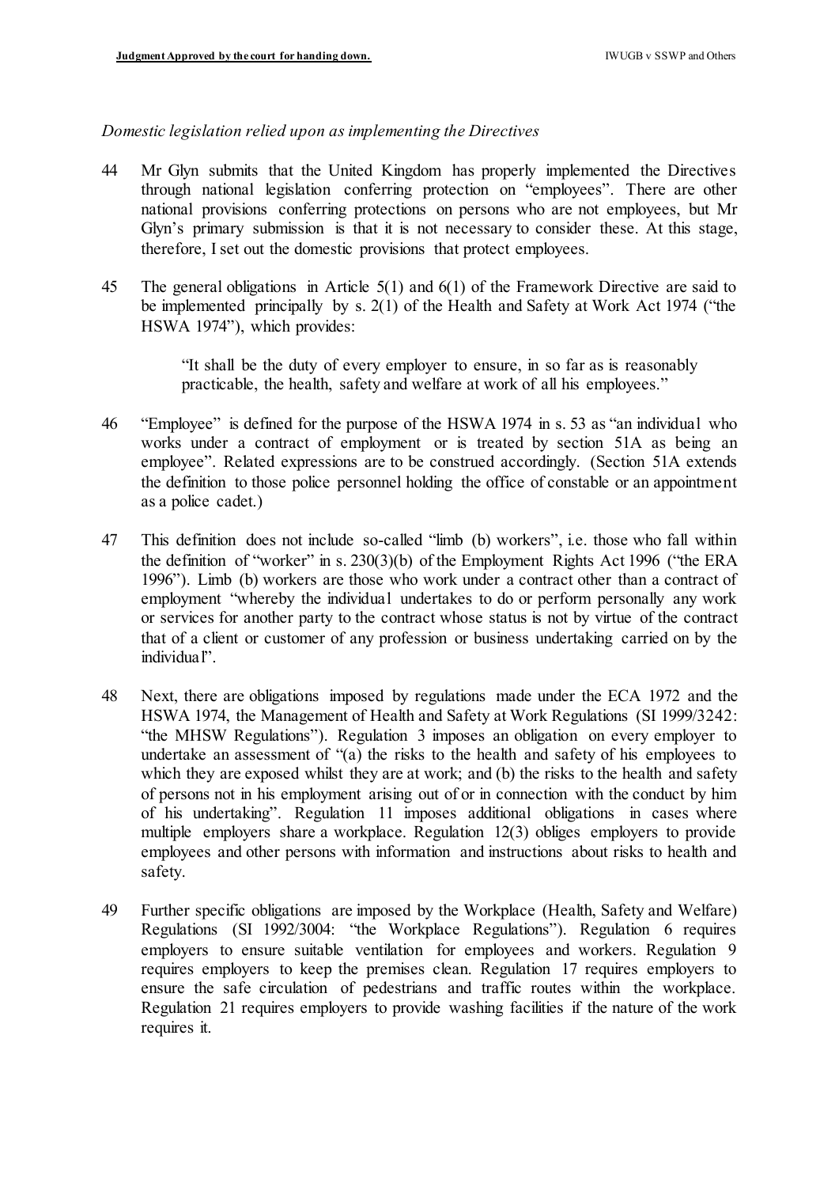*Domestic legislation relied upon as implementing the Directives*

44 Mr Glyn submits that the United Kingdom has properly implemented the Directives through national legislation conferring protection on "employees". There are other national provisions conferring protections on persons who are not employees, but Mr Glyn's primary submission is that it is not necessary to consider these. At this stage, therefore, I set out the domestic provisions that protect employees.

45 The general obligations in Article 5(1) and 6(1) of the Framework Directive are said to be implemented principally by s. 2(1) of the Health and Safety at Work Act 1974 ("the HSWA 1974"), which provides:

> "It shall be the duty of every employer to ensure, in so far as is reasonably practicable, the health, safety and welfare at work of all his employees."

46 "Employee" is defined for the purpose of the HSWA 1974 in s. 53 as "an individual who works under a contract of employment or is treated by section 51A as being an employee". Related expressions are to be construed accordingly. (Section 51A extends the definition to those police personnel holding the office of constable or an appointment as a police cadet.)

47 This definition does not include so-called "limb (b) workers", i.e. those who fall within the definition of "worker" in s. 230(3)(b) of the Employment Rights Act 1996 ("the ERA 1996"). Limb (b) workers are those who work under a contract other than a contract of employment "whereby the individual undertakes to do or perform personally any work or services for another party to the contract whose status is not by virtue of the contract that of a client or customer of any profession or business undertaking carried on by the individual".

48 Next, there are obligations imposed by regulations made under the ECA 1972 and the HSWA 1974, the Management of Health and Safety at Work Regulations (SI 1999/3242: "the MHSW Regulations"). Regulation 3 imposes an obligation on every employer to undertake an assessment of "(a) the risks to the health and safety of his employees to which they are exposed whilst they are at work; and (b) the risks to the health and safety of persons not in his employment arising out of or in connection with the conduct by him of his undertaking". Regulation 11 imposes additional obligations in cases where multiple employers share a workplace. Regulation 12(3) obliges employers to provide employees and other persons with information and instructions about risks to health and safety.

49 Further specific obligations are imposed by the Workplace (Health, Safety and Welfare) Regulations (SI 1992/3004: "the Workplace Regulations"). Regulation 6 requires employers to ensure suitable ventilation for employees and workers. Regulation 9 requires employers to keep the premises clean. Regulation 17 requires employers to ensure the safe circulation of pedestrians and traffic routes within the workplace. Regulation 21 requires employers to provide washing facilities if the nature of the work requires it.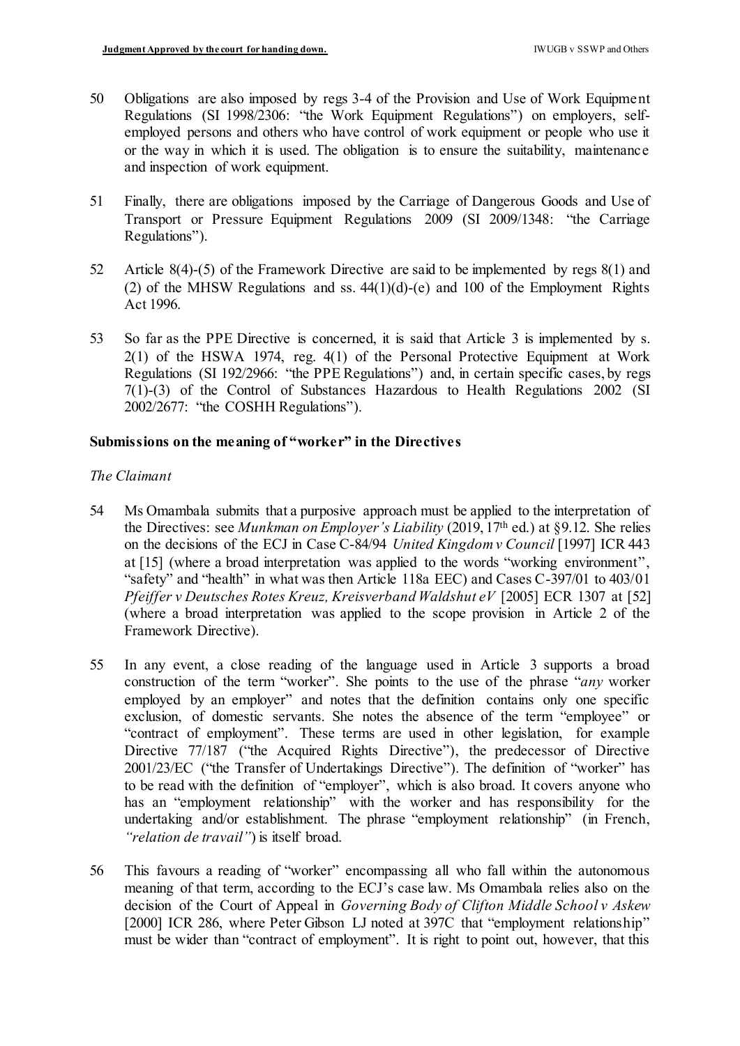50 Obligations are also imposed by regs 3-4 of the Provision and Use of Work Equipment Regulations (SI 1998/2306: "the Work Equipment Regulations") on employers, self-employed persons and others who have control of work equipment or people who use it or the way in which it is used. The obligation is to ensure the suitability, maintenance and inspection of work equipment.

51 Finally, there are obligations imposed by the Carriage of Dangerous Goods and Use of Transport or Pressure Equipment Regulations 2009 (SI 2009/1348: "the Carriage Regulations").

52 Article 8(4)-(5) of the Framework Directive are said to be implemented by regs 8(1) and (2) of the MHSW Regulations and ss. 44(1)(d)-(e) and 100 of the Employment Rights Act 1996.

53 So far as the PPE Directive is concerned, it is said that Article 3 is implemented by s. 2(1) of the HSWA 1974, reg. 4(1) of the Personal Protective Equipment at Work Regulations (SI 192/2966: "the PPE Regulations") and, in certain specific cases, by regs 7(1)-(3) of the Control of Substances Hazardous to Health Regulations 2002 (SI 2002/2677: "the COSHH Regulations").

## Submissions on the meaning of "worker" in the Directives

### *The Claimant*

54 Ms Omambala submits that a purposive approach must be applied to the interpretation of the Directives: see *Munkman on Employer's Liability* (2019, 17th ed.) at §9.12. She relies on the decisions of the ECJ in Case C-84/94 *United Kingdom v Council* [1997] ICR 443 at [15] (where a broad interpretation was applied to the words "working environment", "safety" and "health" in what was then Article 118a EEC) and Cases C-397/01 to 403/01 *Pfeiffer v Deutsches Rotes Kreuz, Kreisverband Waldshut eV* [2005] ECR 1307 at [52] (where a broad interpretation was applied to the scope provision in Article 2 of the Framework Directive).

55 In any event, a close reading of the language used in Article 3 supports a broad construction of the term "worker". She points to the use of the phrase "*any* worker employed by an employer" and notes that the definition contains only one specific exclusion, of domestic servants. She notes the absence of the term "employee" or "contract of employment". These terms are used in other legislation, for example Directive 77/187 ("the Acquired Rights Directive"), the predecessor of Directive 2001/23/EC ("the Transfer of Undertakings Directive"). The definition of "worker" has to be read with the definition of "employer", which is also broad. It covers anyone who has an "employment relationship" with the worker and has responsibility for the undertaking and/or establishment. The phrase "employment relationship" (in French, *"relation de travail"*) is itself broad.

56 This favours a reading of "worker" encompassing all who fall within the autonomous meaning of that term, according to the ECJ's case law. Ms Omambala relies also on the decision of the Court of Appeal in *Governing Body of Clifton Middle School v Askew* [2000] ICR 286, where Peter Gibson LJ noted at 397C that "employment relationship" must be wider than "contract of employment". It is right to point out, however, that this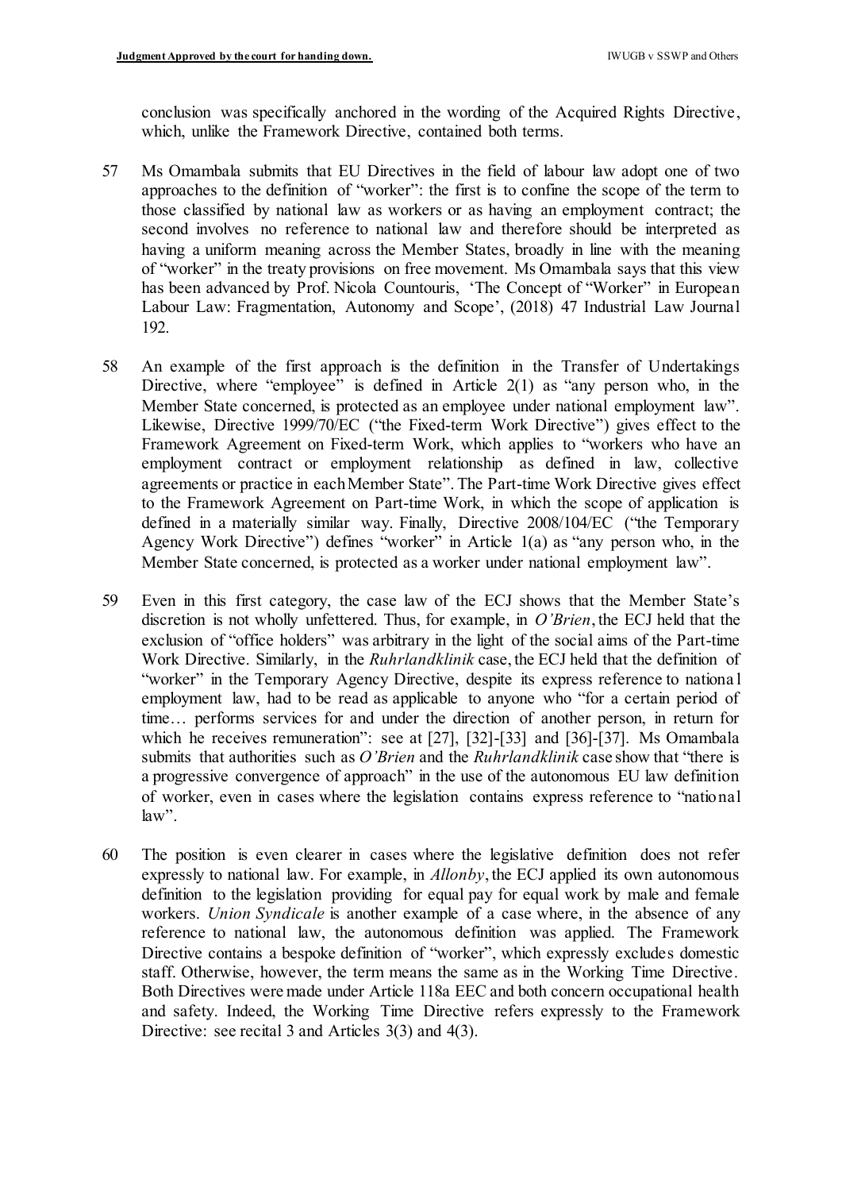conclusion was specifically anchored in the wording of the Acquired Rights Directive, which, unlike the Framework Directive, contained both terms.

57 Ms Omambala submits that EU Directives in the field of labour law adopt one of two approaches to the definition of "worker": the first is to confine the scope of the term to those classified by national law as workers or as having an employment contract; the second involves no reference to national law and therefore should be interpreted as having a uniform meaning across the Member States, broadly in line with the meaning of "worker" in the treaty provisions on free movement. Ms Omambala says that this view has been advanced by Prof. Nicola Countouris, 'The Concept of "Worker" in European Labour Law: Fragmentation, Autonomy and Scope', (2018) 47 Industrial Law Journal 192.

58 An example of the first approach is the definition in the Transfer of Undertakings Directive, where "employee" is defined in Article 2(1) as "any person who, in the Member State concerned, is protected as an employee under national employment law". Likewise, Directive 1999/70/EC ("the Fixed-term Work Directive") gives effect to the Framework Agreement on Fixed-term Work, which applies to "workers who have an employment contract or employment relationship as defined in law, collective agreements or practice in each Member State". The Part-time Work Directive gives effect to the Framework Agreement on Part-time Work, in which the scope of application is defined in a materially similar way. Finally, Directive 2008/104/EC ("the Temporary Agency Work Directive") defines "worker" in Article 1(a) as "any person who, in the Member State concerned, is protected as a worker under national employment law".

59 Even in this first category, the case law of the ECJ shows that the Member State's discretion is not wholly unfettered. Thus, for example, in *O'Brien*, the ECJ held that the exclusion of "office holders" was arbitrary in the light of the social aims of the Part-time Work Directive. Similarly, in the *Ruhrlandklinik* case, the ECJ held that the definition of "worker" in the Temporary Agency Directive, despite its express reference to national employment law, had to be read as applicable to anyone who "for a certain period of time… performs services for and under the direction of another person, in return for which he receives remuneration": see at [27], [32]-[33] and [36]-[37]. Ms Omambala submits that authorities such as *O'Brien* and the *Ruhrlandklinik* case show that "there is a progressive convergence of approach" in the use of the autonomous EU law definition of worker, even in cases where the legislation contains express reference to "national law".

60 The position is even clearer in cases where the legislative definition does not refer expressly to national law. For example, in *Allonby*, the ECJ applied its own autonomous definition to the legislation providing for equal pay for equal work by male and female workers. *Union Syndicale* is another example of a case where, in the absence of any reference to national law, the autonomous definition was applied. The Framework Directive contains a bespoke definition of "worker", which expressly excludes domestic staff. Otherwise, however, the term means the same as in the Working Time Directive. Both Directives were made under Article 118a EEC and both concern occupational health and safety. Indeed, the Working Time Directive refers expressly to the Framework Directive: see recital 3 and Articles 3(3) and 4(3).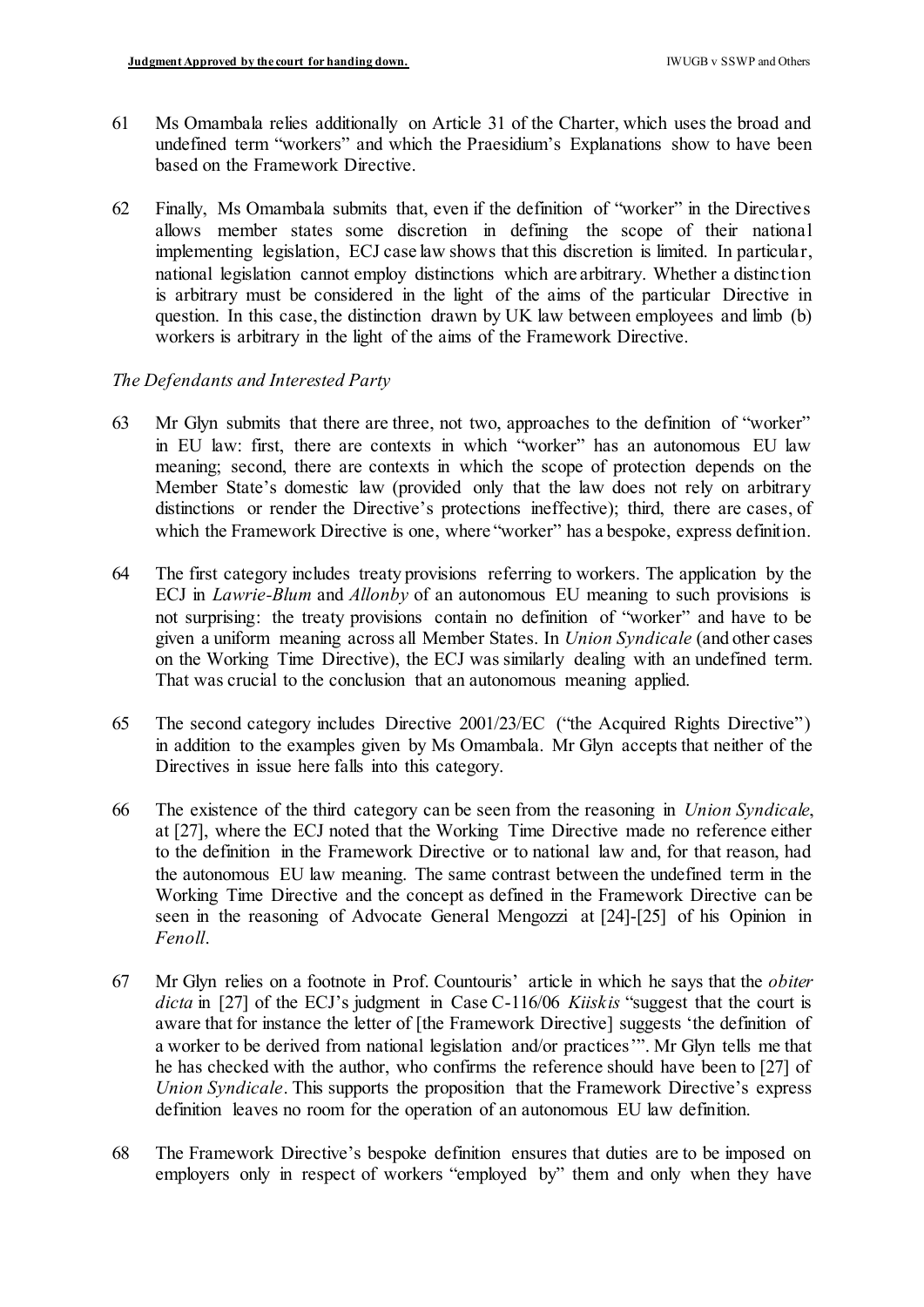61 Ms Omambala relies additionally on Article 31 of the Charter, which uses the broad and undefined term "workers" and which the Praesidium's Explanations show to have been based on the Framework Directive.

62 Finally, Ms Omambala submits that, even if the definition of "worker" in the Directives allows member states some discretion in defining the scope of their national implementing legislation, ECJ case law shows that this discretion is limited. In particular, national legislation cannot employ distinctions which are arbitrary. Whether a distinction is arbitrary must be considered in the light of the aims of the particular Directive in question. In this case, the distinction drawn by UK law between employees and limb (b) workers is arbitrary in the light of the aims of the Framework Directive.

*The Defendants and Interested Party*

63 Mr Glyn submits that there are three, not two, approaches to the definition of "worker" in EU law: first, there are contexts in which "worker" has an autonomous EU law meaning; second, there are contexts in which the scope of protection depends on the Member State's domestic law (provided only that the law does not rely on arbitrary distinctions or render the Directive's protections ineffective); third, there are cases, of which the Framework Directive is one, where "worker" has a bespoke, express definition.

64 The first category includes treaty provisions referring to workers. The application by the ECJ in *Lawrie-Blum* and *Allonby* of an autonomous EU meaning to such provisions is not surprising: the treaty provisions contain no definition of "worker" and have to be given a uniform meaning across all Member States. In *Union Syndicale* (and other cases on the Working Time Directive), the ECJ was similarly dealing with an undefined term. That was crucial to the conclusion that an autonomous meaning applied.

65 The second category includes Directive 2001/23/EC ("the Acquired Rights Directive") in addition to the examples given by Ms Omambala. Mr Glyn accepts that neither of the Directives in issue here falls into this category.

66 The existence of the third category can be seen from the reasoning in *Union Syndicale*, at [27], where the ECJ noted that the Working Time Directive made no reference either to the definition in the Framework Directive or to national law and, for that reason, had the autonomous EU law meaning. The same contrast between the undefined term in the Working Time Directive and the concept as defined in the Framework Directive can be seen in the reasoning of Advocate General Mengozzi at [24]-[25] of his Opinion in *Fenoll*.

67 Mr Glyn relies on a footnote in Prof. Countouris' article in which he says that the *obiter dicta* in [27] of the ECJ's judgment in Case C-116/06 *Kiiskis* "suggest that the court is aware that for instance the letter of [the Framework Directive] suggests 'the definition of a worker to be derived from national legislation and/or practices'". Mr Glyn tells me that he has checked with the author, who confirms the reference should have been to [27] of *Union Syndicale*. This supports the proposition that the Framework Directive's express definition leaves no room for the operation of an autonomous EU law definition.

68 The Framework Directive's bespoke definition ensures that duties are to be imposed on employers only in respect of workers "employed by" them and only when they have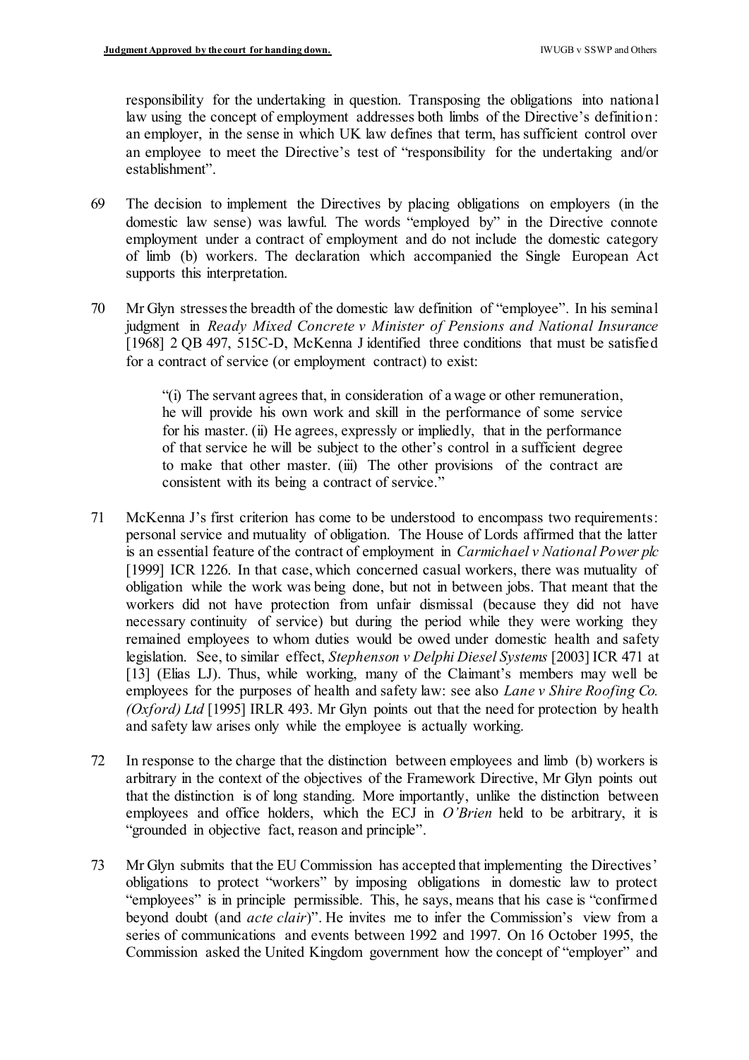responsibility for the undertaking in question. Transposing the obligations into national law using the concept of employment addresses both limbs of the Directive's definition: an employer, in the sense in which UK law defines that term, has sufficient control over an employee to meet the Directive's test of "responsibility for the undertaking and/or establishment".

69 The decision to implement the Directives by placing obligations on employers (in the domestic law sense) was lawful. The words "employed by" in the Directive connote employment under a contract of employment and do not include the domestic category of limb (b) workers. The declaration which accompanied the Single European Act supports this interpretation.

70 Mr Glyn stresses the breadth of the domestic law definition of "employee". In his seminal judgment in *Ready Mixed Concrete v Minister of Pensions and National Insurance* [1968] 2 QB 497, 515C-D, McKenna J identified three conditions that must be satisfied for a contract of service (or employment contract) to exist:

> "(i) The servant agrees that, in consideration of a wage or other remuneration, he will provide his own work and skill in the performance of some service for his master. (ii) He agrees, expressly or impliedly, that in the performance of that service he will be subject to the other's control in a sufficient degree to make that other master. (iii) The other provisions of the contract are consistent with its being a contract of service."

71 McKenna J's first criterion has come to be understood to encompass two requirements: personal service and mutuality of obligation. The House of Lords affirmed that the latter is an essential feature of the contract of employment in *Carmichael v National Power plc* [1999] ICR 1226. In that case, which concerned casual workers, there was mutuality of obligation while the work was being done, but not in between jobs. That meant that the workers did not have protection from unfair dismissal (because they did not have necessary continuity of service) but during the period while they were working they remained employees to whom duties would be owed under domestic health and safety legislation. See, to similar effect, *Stephenson v Delphi Diesel Systems* [2003] ICR 471 at [13] (Elias LJ). Thus, while working, many of the Claimant's members may well be employees for the purposes of health and safety law: see also *Lane v Shire Roofing Co. (Oxford) Ltd* [1995] IRLR 493. Mr Glyn points out that the need for protection by health and safety law arises only while the employee is actually working.

72 In response to the charge that the distinction between employees and limb (b) workers is arbitrary in the context of the objectives of the Framework Directive, Mr Glyn points out that the distinction is of long standing. More importantly, unlike the distinction between employees and office holders, which the ECJ in *O'Brien* held to be arbitrary, it is "grounded in objective fact, reason and principle".

73 Mr Glyn submits that the EU Commission has accepted that implementing the Directives' obligations to protect "workers" by imposing obligations in domestic law to protect "employees" is in principle permissible. This, he says, means that his case is "confirmed beyond doubt (and *acte clair*)". He invites me to infer the Commission's view from a series of communications and events between 1992 and 1997. On 16 October 1995, the Commission asked the United Kingdom government how the concept of "employer" and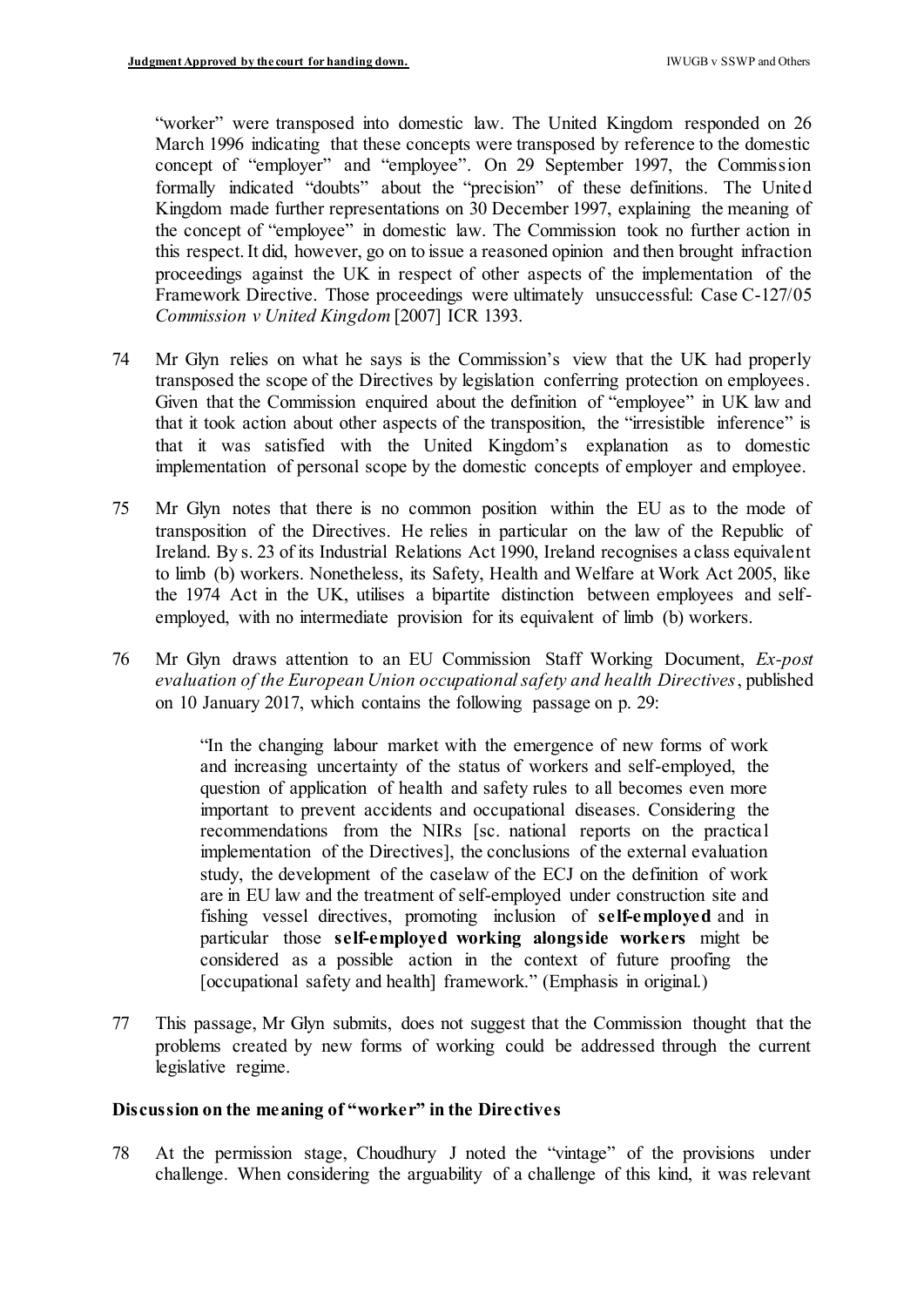"worker" were transposed into domestic law. The United Kingdom responded on 26 March 1996 indicating that these concepts were transposed by reference to the domestic concept of "employer" and "employee". On 29 September 1997, the Commission formally indicated "doubts" about the "precision" of these definitions. The United Kingdom made further representations on 30 December 1997, explaining the meaning of the concept of "employee" in domestic law. The Commission took no further action in this respect. It did, however, go on to issue a reasoned opinion and then brought infraction proceedings against the UK in respect of other aspects of the implementation of the Framework Directive. Those proceedings were ultimately unsuccessful: Case C-127/05 *Commission v United Kingdom* [2007] ICR 1393.

74 Mr Glyn relies on what he says is the Commission's view that the UK had properly transposed the scope of the Directives by legislation conferring protection on employees. Given that the Commission enquired about the definition of "employee" in UK law and that it took action about other aspects of the transposition, the "irresistible inference" is that it was satisfied with the United Kingdom's explanation as to domestic implementation of personal scope by the domestic concepts of employer and employee.

75 Mr Glyn notes that there is no common position within the EU as to the mode of transposition of the Directives. He relies in particular on the law of the Republic of Ireland. By s. 23 of its Industrial Relations Act 1990, Ireland recognises a class equivalent to limb (b) workers. Nonetheless, its Safety, Health and Welfare at Work Act 2005, like the 1974 Act in the UK, utilises a bipartite distinction between employees and self-employed, with no intermediate provision for its equivalent of limb (b) workers.

76 Mr Glyn draws attention to an EU Commission Staff Working Document, *Ex-post evaluation of the European Union occupational safety and health Directives*, published on 10 January 2017, which contains the following passage on p. 29:

> "In the changing labour market with the emergence of new forms of work and increasing uncertainty of the status of workers and self-employed, the question of application of health and safety rules to all becomes even more important to prevent accidents and occupational diseases. Considering the recommendations from the NIRs [sc. national reports on the practical implementation of the Directives], the conclusions of the external evaluation study, the development of the caselaw of the ECJ on the definition of work are in EU law and the treatment of self-employed under construction site and fishing vessel directives, promoting inclusion of **self-employed** and in particular those **self-employed working alongside workers** might be considered as a possible action in the context of future proofing the [occupational safety and health] framework." (Emphasis in original.)

77 This passage, Mr Glyn submits, does not suggest that the Commission thought that the problems created by new forms of working could be addressed through the current legislative regime.

### Discussion on the meaning of "worker" in the Directives

78 At the permission stage, Choudhury J noted the "vintage" of the provisions under challenge. When considering the arguability of a challenge of this kind, it was relevant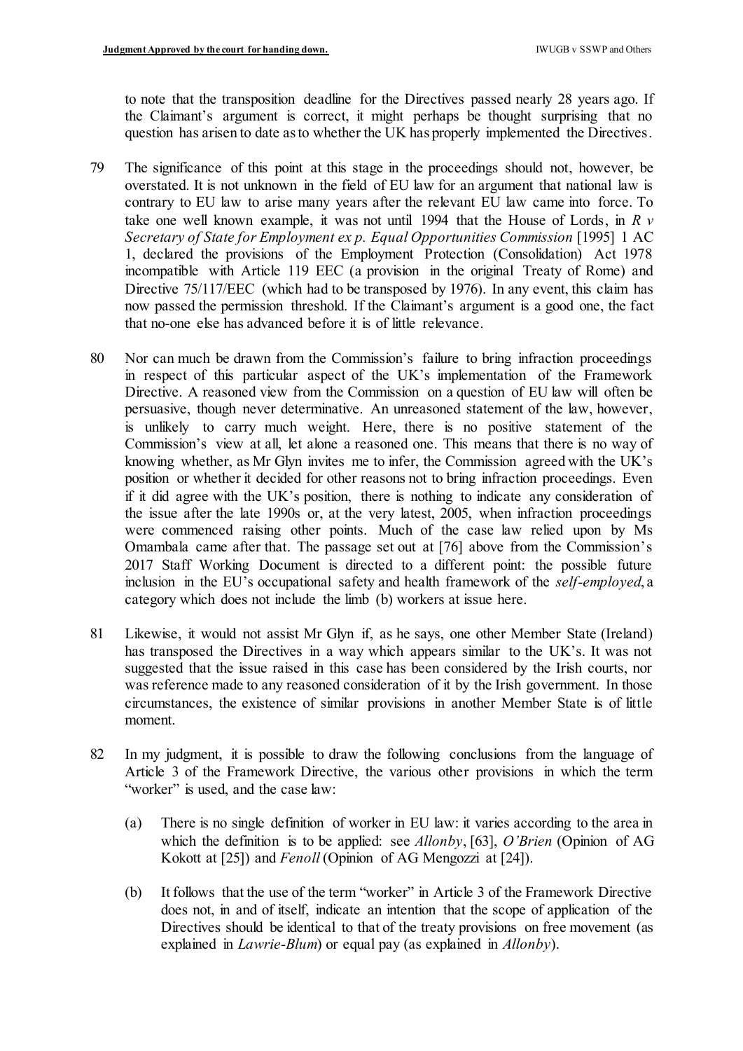to note that the transposition deadline for the Directives passed nearly 28 years ago. If the Claimant's argument is correct, it might perhaps be thought surprising that no question has arisen to date as to whether the UK has properly implemented the Directives.

79 The significance of this point at this stage in the proceedings should not, however, be overstated. It is not unknown in the field of EU law for an argument that national law is contrary to EU law to arise many years after the relevant EU law came into force. To take one well known example, it was not until 1994 that the House of Lords, in *R v Secretary of State for Employment ex p. Equal Opportunities Commission* [1995] 1 AC 1, declared the provisions of the Employment Protection (Consolidation) Act 1978 incompatible with Article 119 EEC (a provision in the original Treaty of Rome) and Directive 75/117/EEC (which had to be transposed by 1976). In any event, this claim has now passed the permission threshold. If the Claimant's argument is a good one, the fact that no-one else has advanced before it is of little relevance.

80 Nor can much be drawn from the Commission's failure to bring infraction proceedings in respect of this particular aspect of the UK's implementation of the Framework Directive. A reasoned view from the Commission on a question of EU law will often be persuasive, though never determinative. An unreasoned statement of the law, however, is unlikely to carry much weight. Here, there is no positive statement of the Commission's view at all, let alone a reasoned one. This means that there is no way of knowing whether, as Mr Glyn invites me to infer, the Commission agreed with the UK's position or whether it decided for other reasons not to bring infraction proceedings. Even if it did agree with the UK's position, there is nothing to indicate any consideration of the issue after the late 1990s or, at the very latest, 2005, when infraction proceedings were commenced raising other points. Much of the case law relied upon by Ms Omambala came after that. The passage set out at [76] above from the Commission's 2017 Staff Working Document is directed to a different point: the possible future inclusion in the EU's occupational safety and health framework of the *self-employed*, a category which does not include the limb (b) workers at issue here.

81 Likewise, it would not assist Mr Glyn if, as he says, one other Member State (Ireland) has transposed the Directives in a way which appears similar to the UK's. It was not suggested that the issue raised in this case has been considered by the Irish courts, nor was reference made to any reasoned consideration of it by the Irish government. In those circumstances, the existence of similar provisions in another Member State is of little moment.

82 In my judgment, it is possible to draw the following conclusions from the language of Article 3 of the Framework Directive, the various other provisions in which the term "worker" is used, and the case law:

(a) There is no single definition of worker in EU law: it varies according to the area in which the definition is to be applied: see *Allonby*, [63], *O'Brien* (Opinion of AG Kokott at [25]) and *Fenoll* (Opinion of AG Mengozzi at [24]).

(b) It follows that the use of the term "worker" in Article 3 of the Framework Directive does not, in and of itself, indicate an intention that the scope of application of the Directives should be identical to that of the treaty provisions on free movement (as explained in *Lawrie-Blum*) or equal pay (as explained in *Allonby*).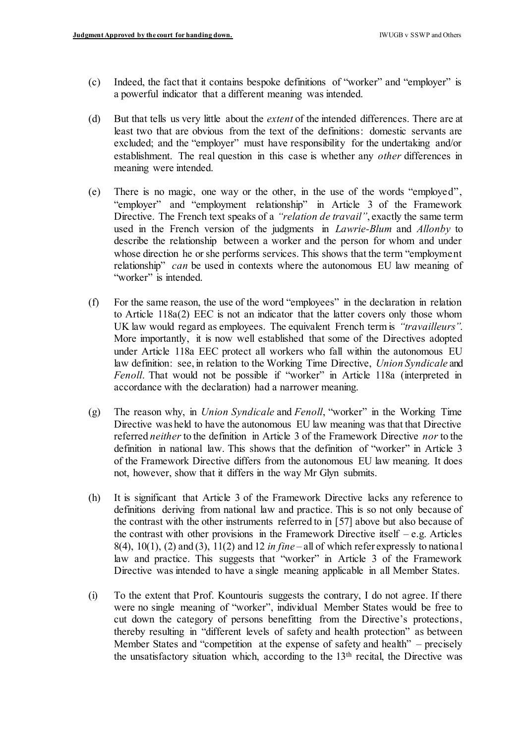(c) Indeed, the fact that it contains bespoke definitions of "worker" and "employer" is a powerful indicator that a different meaning was intended.

(d) But that tells us very little about the *extent* of the intended differences. There are at least two that are obvious from the text of the definitions: domestic servants are excluded; and the "employer" must have responsibility for the undertaking and/or establishment. The real question in this case is whether any *other* differences in meaning were intended.

(e) There is no magic, one way or the other, in the use of the words "employed", "employer" and "employment relationship" in Article 3 of the Framework Directive. The French text speaks of a *"relation de travail"*, exactly the same term used in the French version of the judgments in *Lawrie-Blum* and *Allonby* to describe the relationship between a worker and the person for whom and under whose direction he or she performs services. This shows that the term "employment relationship" *can* be used in contexts where the autonomous EU law meaning of "worker" is intended.

(f) For the same reason, the use of the word "employees" in the declaration in relation to Article 118a(2) EEC is not an indicator that the latter covers only those whom UK law would regard as employees. The equivalent French term is *"travailleurs"*. More importantly, it is now well established that some of the Directives adopted under Article 118a EEC protect all workers who fall within the autonomous EU law definition: see, in relation to the Working Time Directive, *Union Syndicale* and *Fenoll*. That would not be possible if "worker" in Article 118a (interpreted in accordance with the declaration) had a narrower meaning.

(g) The reason why, in *Union Syndicale* and *Fenoll*, "worker" in the Working Time Directive was held to have the autonomous EU law meaning was that that Directive referred *neither* to the definition in Article 3 of the Framework Directive *nor* to the definition in national law. This shows that the definition of "worker" in Article 3 of the Framework Directive differs from the autonomous EU law meaning. It does not, however, show that it differs in the way Mr Glyn submits.

(h) It is significant that Article 3 of the Framework Directive lacks any reference to definitions deriving from national law and practice. This is so not only because of the contrast with the other instruments referred to in [57] above but also because of the contrast with other provisions in the Framework Directive itself – e.g. Articles 8(4), 10(1), (2) and (3), 11(2) and 12 *in fine* – all of which refer expressly to national law and practice. This suggests that "worker" in Article 3 of the Framework Directive was intended to have a single meaning applicable in all Member States.

(i) To the extent that Prof. Kountouris suggests the contrary, I do not agree. If there were no single meaning of "worker", individual Member States would be free to cut down the category of persons benefitting from the Directive's protections, thereby resulting in "different levels of safety and health protection" as between Member States and "competition at the expense of safety and health" – precisely the unsatisfactory situation which, according to the 13th recital, the Directive was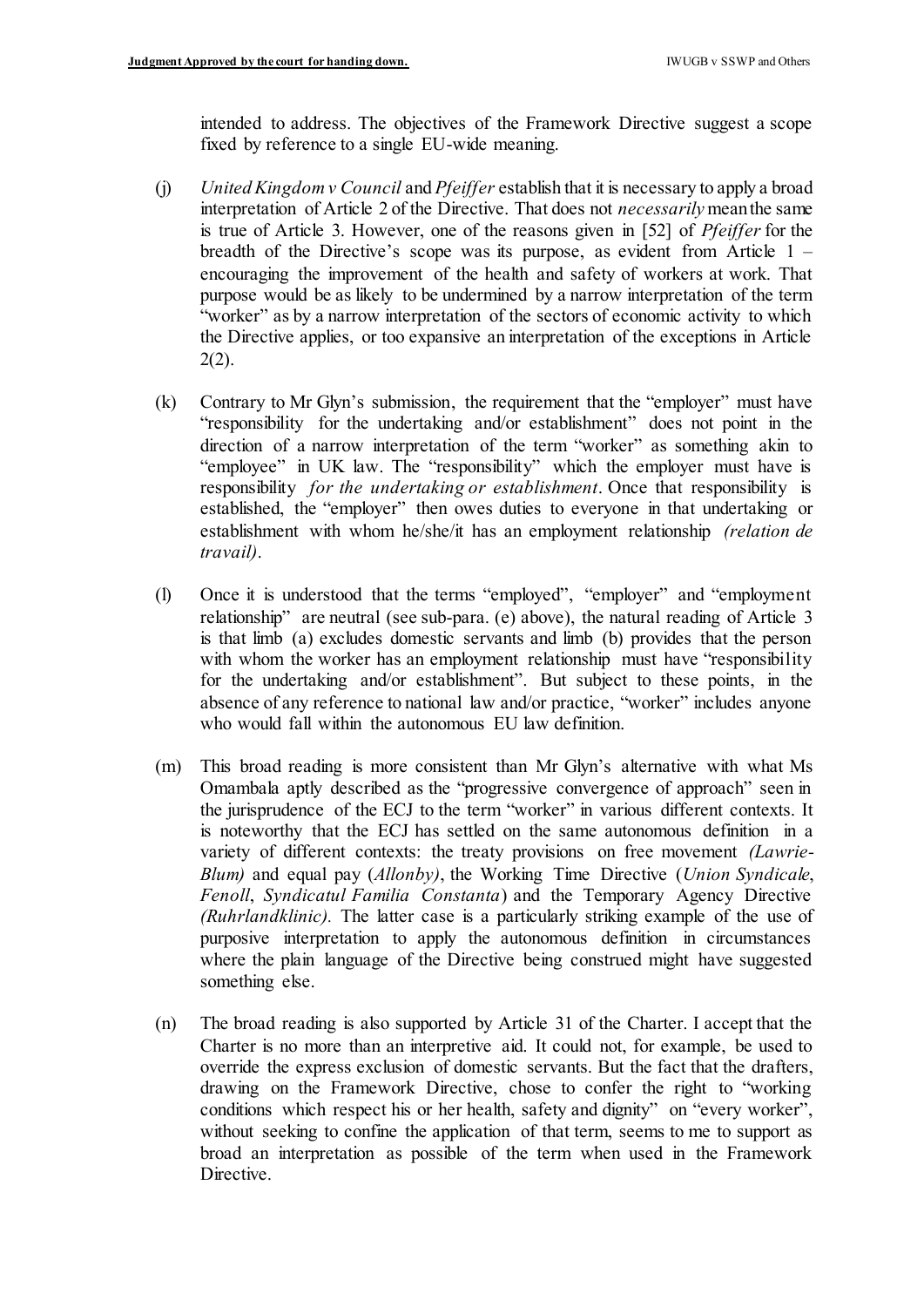intended to address. The objectives of the Framework Directive suggest a scope fixed by reference to a single EU-wide meaning.

(j) *United Kingdom v Council* and *Pfeiffer* establish that it is necessary to apply a broad interpretation of Article 2 of the Directive. That does not *necessarily* mean the same is true of Article 3. However, one of the reasons given in [52] of *Pfeiffer* for the breadth of the Directive's scope was its purpose, as evident from Article 1 – encouraging the improvement of the health and safety of workers at work. That purpose would be as likely to be undermined by a narrow interpretation of the term "worker" as by a narrow interpretation of the sectors of economic activity to which the Directive applies, or too expansive an interpretation of the exceptions in Article 2(2).

(k) Contrary to Mr Glyn's submission, the requirement that the "employer" must have "responsibility for the undertaking and/or establishment" does not point in the direction of a narrow interpretation of the term "worker" as something akin to "employee" in UK law. The "responsibility" which the employer must have is responsibility *for the undertaking or establishment*. Once that responsibility is established, the "employer" then owes duties to everyone in that undertaking or establishment with whom he/she/it has an employment relationship *(relation de travail)*.

(l) Once it is understood that the terms "employed", "employer" and "employment relationship" are neutral (see sub-para. (e) above), the natural reading of Article 3 is that limb (a) excludes domestic servants and limb (b) provides that the person with whom the worker has an employment relationship must have "responsibility for the undertaking and/or establishment". But subject to these points, in the absence of any reference to national law and/or practice, "worker" includes anyone who would fall within the autonomous EU law definition.

(m) This broad reading is more consistent than Mr Glyn's alternative with what Ms Omambala aptly described as the "progressive convergence of approach" seen in the jurisprudence of the ECJ to the term "worker" in various different contexts. It is noteworthy that the ECJ has settled on the same autonomous definition in a variety of different contexts: the treaty provisions on free movement *(Lawrie-Blum)* and equal pay (*Allonby)*, the Working Time Directive (*Union Syndicale*, *Fenoll*, *Syndicatul Familia Constanta*) and the Temporary Agency Directive *(Ruhrlandklinic).* The latter case is a particularly striking example of the use of purposive interpretation to apply the autonomous definition in circumstances where the plain language of the Directive being construed might have suggested something else.

(n) The broad reading is also supported by Article 31 of the Charter. I accept that the Charter is no more than an interpretive aid. It could not, for example, be used to override the express exclusion of domestic servants. But the fact that the drafters, drawing on the Framework Directive, chose to confer the right to "working conditions which respect his or her health, safety and dignity" on "every worker", without seeking to confine the application of that term, seems to me to support as broad an interpretation as possible of the term when used in the Framework Directive.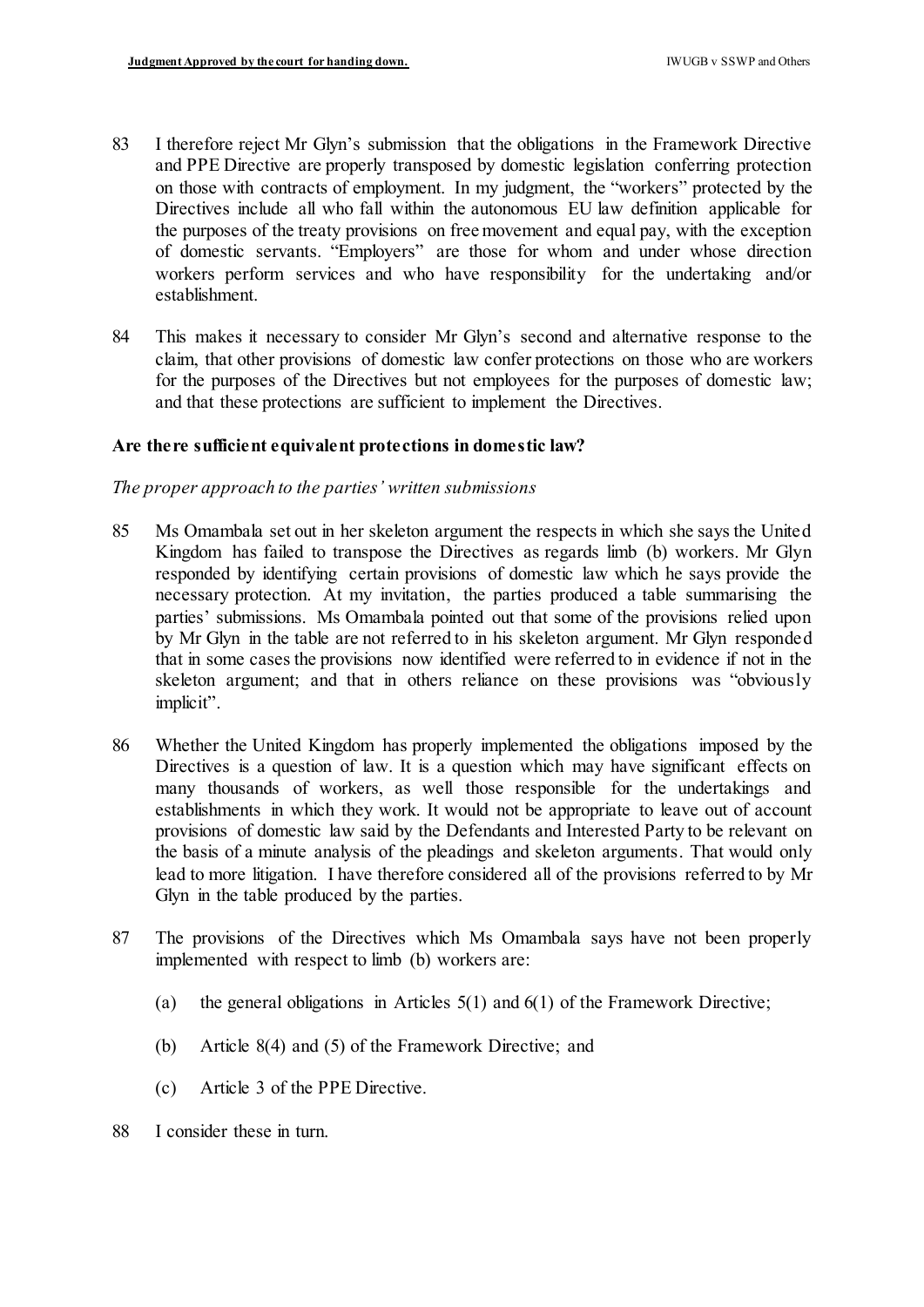83 I therefore reject Mr Glyn's submission that the obligations in the Framework Directive and PPE Directive are properly transposed by domestic legislation conferring protection on those with contracts of employment. In my judgment, the "workers" protected by the Directives include all who fall within the autonomous EU law definition applicable for the purposes of the treaty provisions on free movement and equal pay, with the exception of domestic servants. "Employers" are those for whom and under whose direction workers perform services and who have responsibility for the undertaking and/or establishment.

84 This makes it necessary to consider Mr Glyn's second and alternative response to the claim, that other provisions of domestic law confer protections on those who are workers for the purposes of the Directives but not employees for the purposes of domestic law; and that these protections are sufficient to implement the Directives.

**Are there sufficient equivalent protections in domestic law?**

*The proper approach to the parties' written submissions*

85 Ms Omambala set out in her skeleton argument the respects in which she says the United Kingdom has failed to transpose the Directives as regards limb (b) workers. Mr Glyn responded by identifying certain provisions of domestic law which he says provide the necessary protection. At my invitation, the parties produced a table summarising the parties' submissions. Ms Omambala pointed out that some of the provisions relied upon by Mr Glyn in the table are not referred to in his skeleton argument. Mr Glyn responded that in some cases the provisions now identified were referred to in evidence if not in the skeleton argument; and that in others reliance on these provisions was "obviously implicit".

86 Whether the United Kingdom has properly implemented the obligations imposed by the Directives is a question of law. It is a question which may have significant effects on many thousands of workers, as well those responsible for the undertakings and establishments in which they work. It would not be appropriate to leave out of account provisions of domestic law said by the Defendants and Interested Party to be relevant on the basis of a minute analysis of the pleadings and skeleton arguments. That would only lead to more litigation. I have therefore considered all of the provisions referred to by Mr Glyn in the table produced by the parties.

87 The provisions of the Directives which Ms Omambala says have not been properly implemented with respect to limb (b) workers are:

(a) the general obligations in Articles 5(1) and 6(1) of the Framework Directive;

(b) Article 8(4) and (5) of the Framework Directive; and

(c) Article 3 of the PPE Directive.

88 I consider these in turn.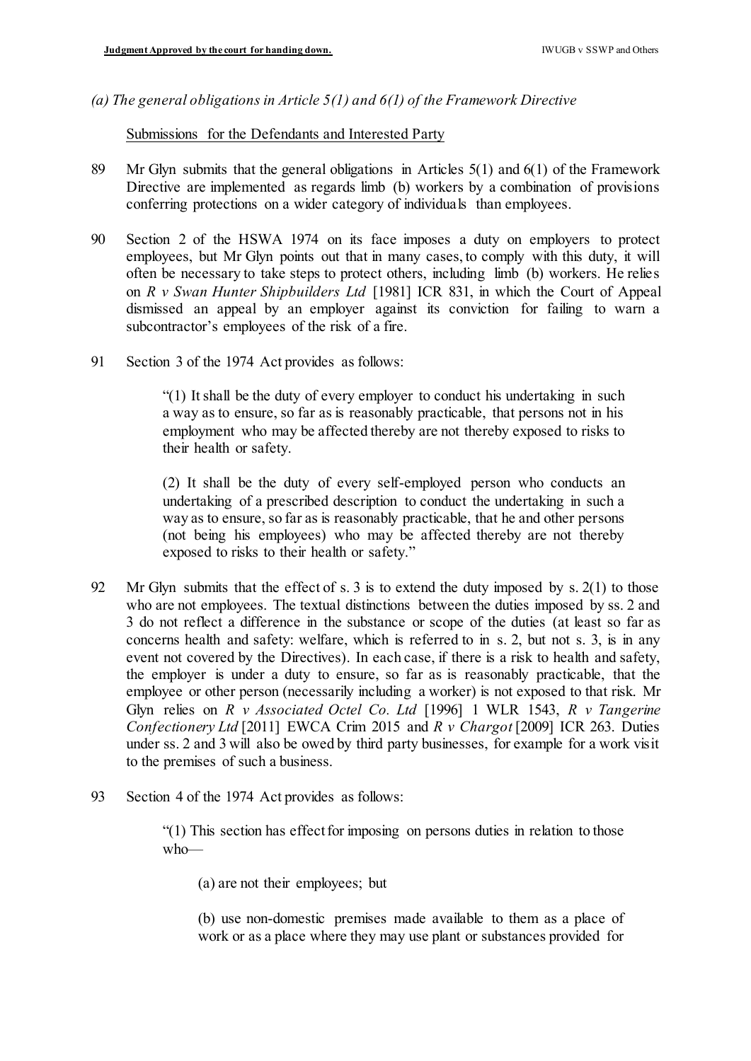*(a) The general obligations in Article 5(1) and 6(1) of the Framework Directive*

Submissions for the Defendants and Interested Party

89 Mr Glyn submits that the general obligations in Articles 5(1) and 6(1) of the Framework Directive are implemented as regards limb (b) workers by a combination of provisions conferring protections on a wider category of individuals than employees.

90 Section 2 of the HSWA 1974 on its face imposes a duty on employers to protect employees, but Mr Glyn points out that in many cases, to comply with this duty, it will often be necessary to take steps to protect others, including limb (b) workers. He relies on *R v Swan Hunter Shipbuilders Ltd* [1981] ICR 831, in which the Court of Appeal dismissed an appeal by an employer against its conviction for failing to warn a subcontractor's employees of the risk of a fire.

91 Section 3 of the 1974 Act provides as follows:

> "(1) It shall be the duty of every employer to conduct his undertaking in such a way as to ensure, so far as is reasonably practicable, that persons not in his employment who may be affected thereby are not thereby exposed to risks to their health or safety.
>
> (2) It shall be the duty of every self-employed person who conducts an undertaking of a prescribed description to conduct the undertaking in such a way as to ensure, so far as is reasonably practicable, that he and other persons (not being his employees) who may be affected thereby are not thereby exposed to risks to their health or safety."

92 Mr Glyn submits that the effect of s. 3 is to extend the duty imposed by s. 2(1) to those who are not employees. The textual distinctions between the duties imposed by ss. 2 and 3 do not reflect a difference in the substance or scope of the duties (at least so far as concerns health and safety: welfare, which is referred to in s. 2, but not s. 3, is in any event not covered by the Directives). In each case, if there is a risk to health and safety, the employer is under a duty to ensure, so far as is reasonably practicable, that the employee or other person (necessarily including a worker) is not exposed to that risk. Mr Glyn relies on *R v Associated Octel Co. Ltd* [1996] 1 WLR 1543, *R v Tangerine Confectionery Ltd* [2011] EWCA Crim 2015 and *R v Chargot* [2009] ICR 263. Duties under ss. 2 and 3 will also be owed by third party businesses, for example for a work visit to the premises of such a business.

93 Section 4 of the 1974 Act provides as follows:

> "(1) This section has effect for imposing on persons duties in relation to those who—
>
> (a) are not their employees; but
>
> (b) use non-domestic premises made available to them as a place of work or as a place where they may use plant or substances provided for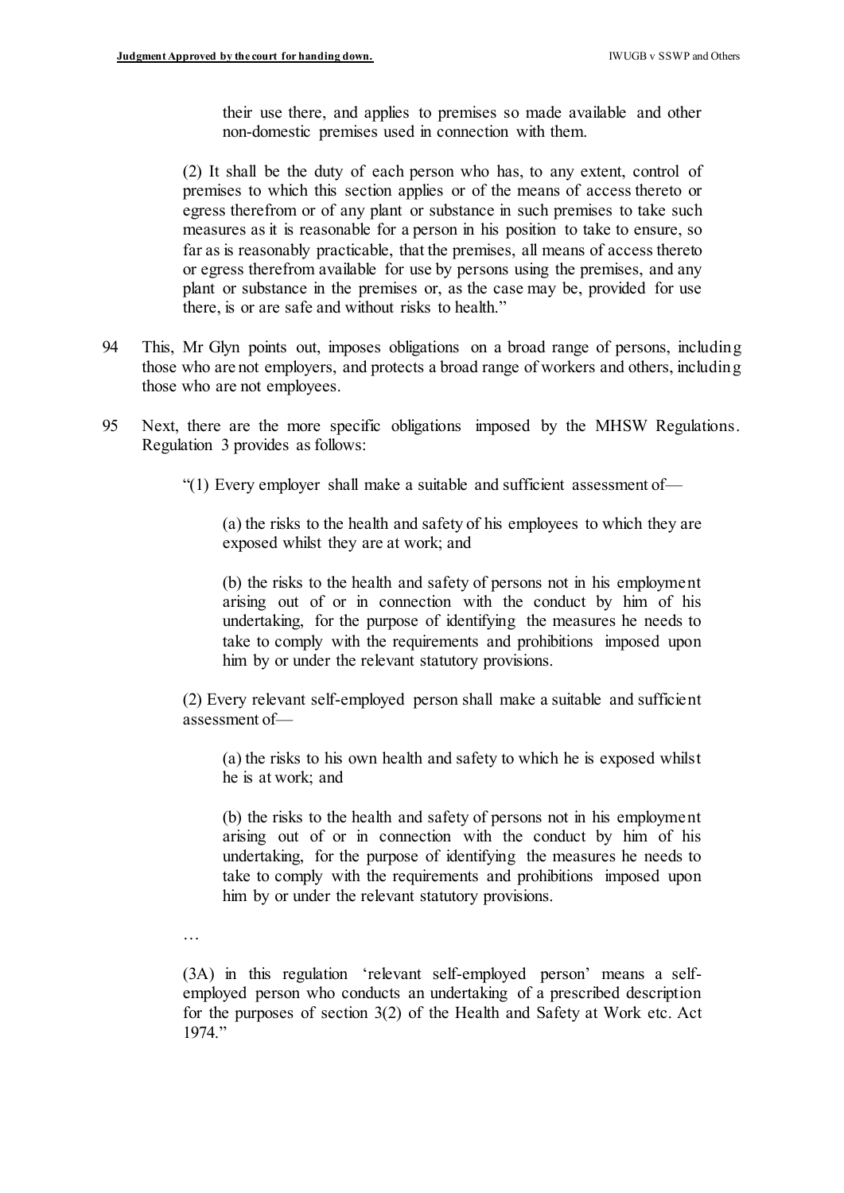their use there, and applies to premises so made available and other non-domestic premises used in connection with them.

> (2) It shall be the duty of each person who has, to any extent, control of premises to which this section applies or of the means of access thereto or egress therefrom or of any plant or substance in such premises to take such measures as it is reasonable for a person in his position to take to ensure, so far as is reasonably practicable, that the premises, all means of access thereto or egress therefrom available for use by persons using the premises, and any plant or substance in the premises or, as the case may be, provided for use there, is or are safe and without risks to health."

94 This, Mr Glyn points out, imposes obligations on a broad range of persons, including those who are not employers, and protects a broad range of workers and others, including those who are not employees.

95 Next, there are the more specific obligations imposed by the MHSW Regulations. Regulation 3 provides as follows:

> "(1) Every employer shall make a suitable and sufficient assessment of—
>
> > (a) the risks to the health and safety of his employees to which they are exposed whilst they are at work; and
> >
> > (b) the risks to the health and safety of persons not in his employment arising out of or in connection with the conduct by him of his undertaking, for the purpose of identifying the measures he needs to take to comply with the requirements and prohibitions imposed upon him by or under the relevant statutory provisions.
>
> (2) Every relevant self-employed person shall make a suitable and sufficient assessment of—
>
> > (a) the risks to his own health and safety to which he is exposed whilst he is at work; and
> >
> > (b) the risks to the health and safety of persons not in his employment arising out of or in connection with the conduct by him of his undertaking, for the purpose of identifying the measures he needs to take to comply with the requirements and prohibitions imposed upon him by or under the relevant statutory provisions.
>
> …
>
> (3A) in this regulation 'relevant self-employed person' means a self-employed person who conducts an undertaking of a prescribed description for the purposes of section 3(2) of the Health and Safety at Work etc. Act 1974."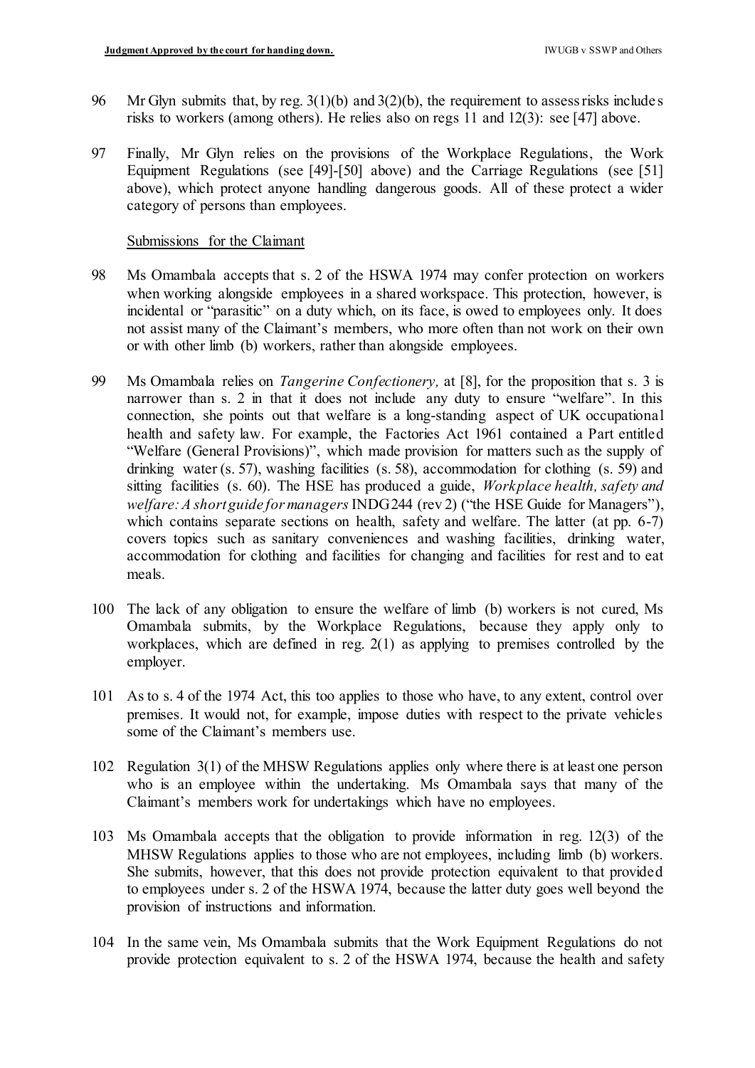96 Mr Glyn submits that, by reg. 3(1)(b) and 3(2)(b), the requirement to assess risks includes risks to workers (among others). He relies also on regs 11 and 12(3): see [47] above.

97 Finally, Mr Glyn relies on the provisions of the Workplace Regulations, the Work Equipment Regulations (see [49]-[50] above) and the Carriage Regulations (see [51] above), which protect anyone handling dangerous goods. All of these protect a wider category of persons than employees.

Submissions for the Claimant

98 Ms Omambala accepts that s. 2 of the HSWA 1974 may confer protection on workers when working alongside employees in a shared workspace. This protection, however, is incidental or "parasitic" on a duty which, on its face, is owed to employees only. It does not assist many of the Claimant's members, who more often than not work on their own or with other limb (b) workers, rather than alongside employees.

99 Ms Omambala relies on *Tangerine Confectionery,* at [8], for the proposition that s. 3 is narrower than s. 2 in that it does not include any duty to ensure "welfare". In this connection, she points out that welfare is a long-standing aspect of UK occupational health and safety law. For example, the Factories Act 1961 contained a Part entitled "Welfare (General Provisions)", which made provision for matters such as the supply of drinking water (s. 57), washing facilities (s. 58), accommodation for clothing (s. 59) and sitting facilities (s. 60). The HSE has produced a guide, *Workplace health, safety and welfare: A short guide for managers* INDG244 (rev 2) ("the HSE Guide for Managers"), which contains separate sections on health, safety and welfare. The latter (at pp. 6-7) covers topics such as sanitary conveniences and washing facilities, drinking water, accommodation for clothing and facilities for changing and facilities for rest and to eat meals.

100 The lack of any obligation to ensure the welfare of limb (b) workers is not cured, Ms Omambala submits, by the Workplace Regulations, because they apply only to workplaces, which are defined in reg. 2(1) as applying to premises controlled by the employer.

101 As to s. 4 of the 1974 Act, this too applies to those who have, to any extent, control over premises. It would not, for example, impose duties with respect to the private vehicles some of the Claimant's members use.

102 Regulation 3(1) of the MHSW Regulations applies only where there is at least one person who is an employee within the undertaking. Ms Omambala says that many of the Claimant's members work for undertakings which have no employees.

103 Ms Omambala accepts that the obligation to provide information in reg. 12(3) of the MHSW Regulations applies to those who are not employees, including limb (b) workers. She submits, however, that this does not provide protection equivalent to that provided to employees under s. 2 of the HSWA 1974, because the latter duty goes well beyond the provision of instructions and information.

104 In the same vein, Ms Omambala submits that the Work Equipment Regulations do not provide protection equivalent to s. 2 of the HSWA 1974, because the health and safety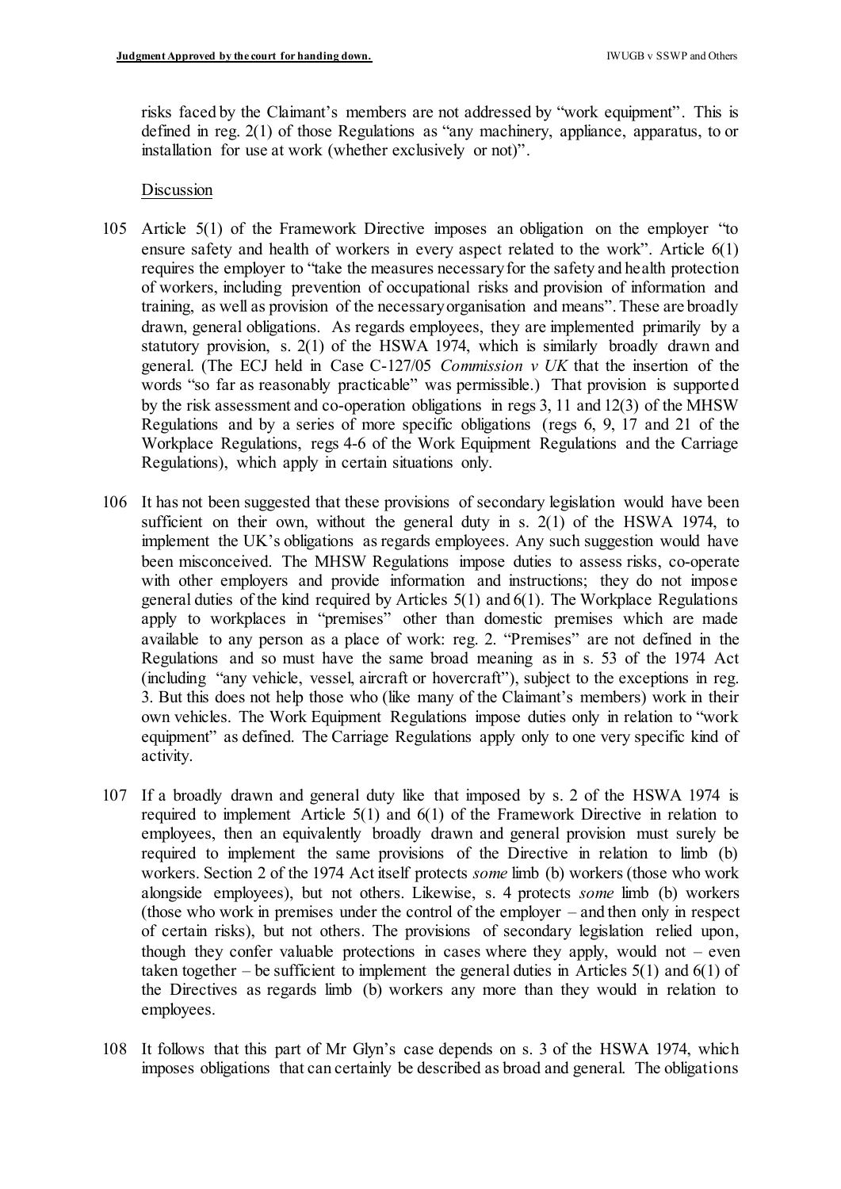risks faced by the Claimant's members are not addressed by "work equipment". This is defined in reg. 2(1) of those Regulations as "any machinery, appliance, apparatus, to or installation for use at work (whether exclusively or not)".

Discussion

105 Article 5(1) of the Framework Directive imposes an obligation on the employer "to ensure safety and health of workers in every aspect related to the work". Article 6(1) requires the employer to "take the measures necessary for the safety and health protection of workers, including prevention of occupational risks and provision of information and training, as well as provision of the necessary organisation and means". These are broadly drawn, general obligations. As regards employees, they are implemented primarily by a statutory provision, s. 2(1) of the HSWA 1974, which is similarly broadly drawn and general. (The ECJ held in Case C-127/05 *Commission v UK* that the insertion of the words "so far as reasonably practicable" was permissible.) That provision is supported by the risk assessment and co-operation obligations in regs 3, 11 and 12(3) of the MHSW Regulations and by a series of more specific obligations (regs 6, 9, 17 and 21 of the Workplace Regulations, regs 4-6 of the Work Equipment Regulations and the Carriage Regulations), which apply in certain situations only.

106 It has not been suggested that these provisions of secondary legislation would have been sufficient on their own, without the general duty in s. 2(1) of the HSWA 1974, to implement the UK's obligations as regards employees. Any such suggestion would have been misconceived. The MHSW Regulations impose duties to assess risks, co-operate with other employers and provide information and instructions; they do not impose general duties of the kind required by Articles 5(1) and 6(1). The Workplace Regulations apply to workplaces in "premises" other than domestic premises which are made available to any person as a place of work: reg. 2. "Premises" are not defined in the Regulations and so must have the same broad meaning as in s. 53 of the 1974 Act (including "any vehicle, vessel, aircraft or hovercraft"), subject to the exceptions in reg. 3. But this does not help those who (like many of the Claimant's members) work in their own vehicles. The Work Equipment Regulations impose duties only in relation to "work equipment" as defined. The Carriage Regulations apply only to one very specific kind of activity.

107 If a broadly drawn and general duty like that imposed by s. 2 of the HSWA 1974 is required to implement Article 5(1) and 6(1) of the Framework Directive in relation to employees, then an equivalently broadly drawn and general provision must surely be required to implement the same provisions of the Directive in relation to limb (b) workers. Section 2 of the 1974 Act itself protects *some* limb (b) workers (those who work alongside employees), but not others. Likewise, s. 4 protects *some* limb (b) workers (those who work in premises under the control of the employer – and then only in respect of certain risks), but not others. The provisions of secondary legislation relied upon, though they confer valuable protections in cases where they apply, would not – even taken together – be sufficient to implement the general duties in Articles 5(1) and 6(1) of the Directives as regards limb (b) workers any more than they would in relation to employees.

108 It follows that this part of Mr Glyn's case depends on s. 3 of the HSWA 1974, which imposes obligations that can certainly be described as broad and general. The obligations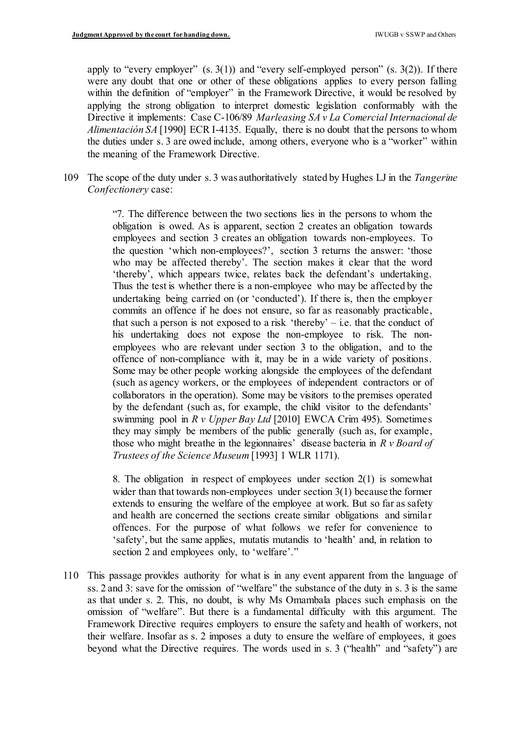apply to "every employer" (s. 3(1)) and "every self-employed person" (s. 3(2)). If there were any doubt that one or other of these obligations applies to every person falling within the definition of "employer" in the Framework Directive, it would be resolved by applying the strong obligation to interpret domestic legislation conformably with the Directive it implements: Case C-106/89 *Marleasing SA v La Comercial Internacional de Alimentación SA* [1990] ECR I-4135. Equally, there is no doubt that the persons to whom the duties under s. 3 are owed include, among others, everyone who is a "worker" within the meaning of the Framework Directive.

109 The scope of the duty under s. 3 was authoritatively stated by Hughes LJ in the *Tangerine Confectionery* case:

> "7. The difference between the two sections lies in the persons to whom the obligation is owed. As is apparent, section 2 creates an obligation towards employees and section 3 creates an obligation towards non-employees. To the question 'which non-employees?', section 3 returns the answer: 'those who may be affected thereby'. The section makes it clear that the word 'thereby', which appears twice, relates back the defendant's undertaking. Thus the test is whether there is a non-employee who may be affected by the undertaking being carried on (or 'conducted'). If there is, then the employer commits an offence if he does not ensure, so far as reasonably practicable, that such a person is not exposed to a risk 'thereby' – i.e. that the conduct of his undertaking does not expose the non-employee to risk. The non-employees who are relevant under section 3 to the obligation, and to the offence of non-compliance with it, may be in a wide variety of positions. Some may be other people working alongside the employees of the defendant (such as agency workers, or the employees of independent contractors or of collaborators in the operation). Some may be visitors to the premises operated by the defendant (such as, for example, the child visitor to the defendants' swimming pool in *R v Upper Bay Ltd* [2010] EWCA Crim 495). Sometimes they may simply be members of the public generally (such as, for example, those who might breathe in the legionnaires' disease bacteria in *R v Board of Trustees of the Science Museum* [1993] 1 WLR 1171).
>
> 8. The obligation in respect of employees under section 2(1) is somewhat wider than that towards non-employees under section 3(1) because the former extends to ensuring the welfare of the employee at work. But so far as safety and health are concerned the sections create similar obligations and similar offences. For the purpose of what follows we refer for convenience to 'safety', but the same applies, mutatis mutandis to 'health' and, in relation to section 2 and employees only, to 'welfare'."

110 This passage provides authority for what is in any event apparent from the language of ss. 2 and 3: save for the omission of "welfare" the substance of the duty in s. 3 is the same as that under s. 2. This, no doubt, is why Ms Omambala places such emphasis on the omission of "welfare". But there is a fundamental difficulty with this argument. The Framework Directive requires employers to ensure the safety and health of workers, not their welfare. Insofar as s. 2 imposes a duty to ensure the welfare of employees, it goes beyond what the Directive requires. The words used in s. 3 ("health" and "safety") are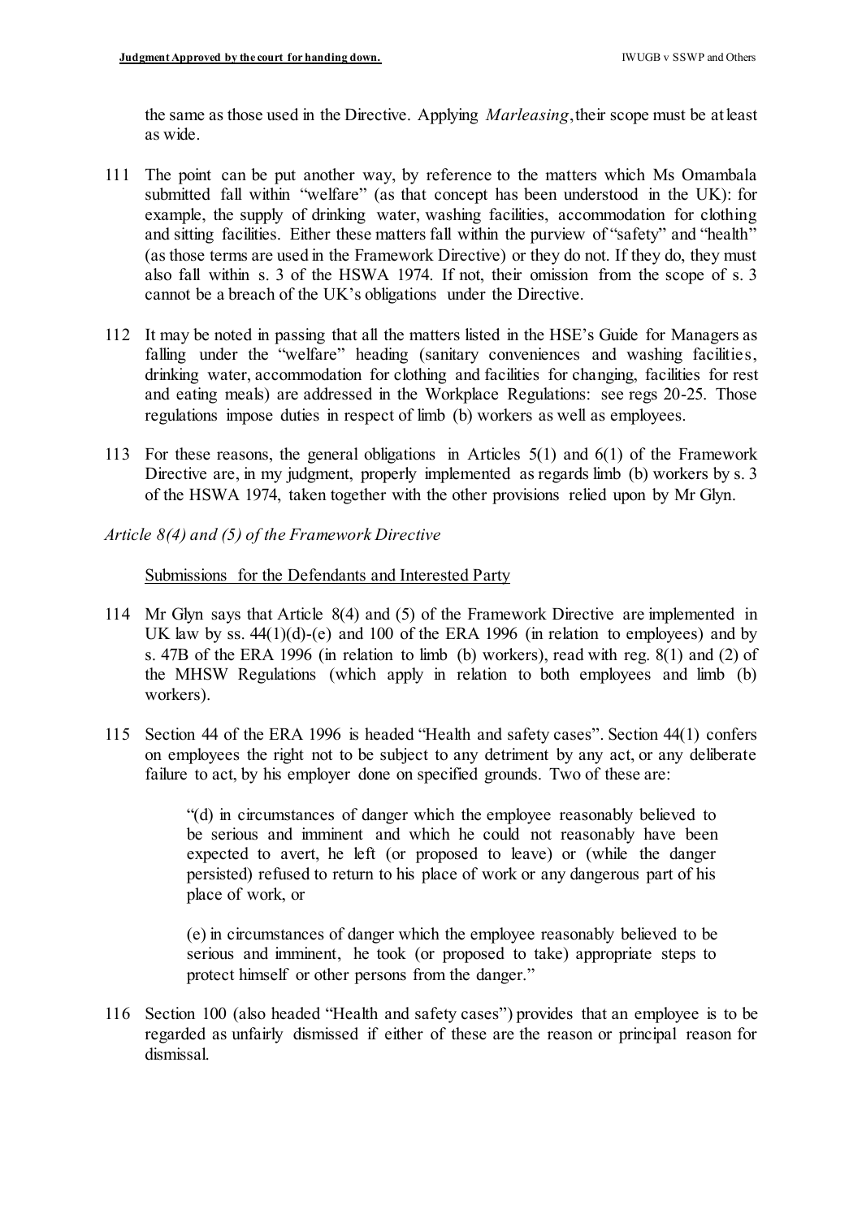the same as those used in the Directive. Applying *Marleasing*, their scope must be at least as wide.

111 The point can be put another way, by reference to the matters which Ms Omambala submitted fall within "welfare" (as that concept has been understood in the UK): for example, the supply of drinking water, washing facilities, accommodation for clothing and sitting facilities. Either these matters fall within the purview of "safety" and "health" (as those terms are used in the Framework Directive) or they do not. If they do, they must also fall within s. 3 of the HSWA 1974. If not, their omission from the scope of s. 3 cannot be a breach of the UK's obligations under the Directive.

112 It may be noted in passing that all the matters listed in the HSE's Guide for Managers as falling under the "welfare" heading (sanitary conveniences and washing facilities, drinking water, accommodation for clothing and facilities for changing, facilities for rest and eating meals) are addressed in the Workplace Regulations: see regs 20-25. Those regulations impose duties in respect of limb (b) workers as well as employees.

113 For these reasons, the general obligations in Articles 5(1) and 6(1) of the Framework Directive are, in my judgment, properly implemented as regards limb (b) workers by s. 3 of the HSWA 1974, taken together with the other provisions relied upon by Mr Glyn.

*Article 8(4) and (5) of the Framework Directive*

Submissions for the Defendants and Interested Party

114 Mr Glyn says that Article 8(4) and (5) of the Framework Directive are implemented in UK law by ss. 44(1)(d)-(e) and 100 of the ERA 1996 (in relation to employees) and by s. 47B of the ERA 1996 (in relation to limb (b) workers), read with reg. 8(1) and (2) of the MHSW Regulations (which apply in relation to both employees and limb (b) workers).

115 Section 44 of the ERA 1996 is headed "Health and safety cases". Section 44(1) confers on employees the right not to be subject to any detriment by any act, or any deliberate failure to act, by his employer done on specified grounds. Two of these are:

> "(d) in circumstances of danger which the employee reasonably believed to be serious and imminent and which he could not reasonably have been expected to avert, he left (or proposed to leave) or (while the danger persisted) refused to return to his place of work or any dangerous part of his place of work, or
>
> (e) in circumstances of danger which the employee reasonably believed to be serious and imminent, he took (or proposed to take) appropriate steps to protect himself or other persons from the danger."

116 Section 100 (also headed "Health and safety cases") provides that an employee is to be regarded as unfairly dismissed if either of these are the reason or principal reason for dismissal.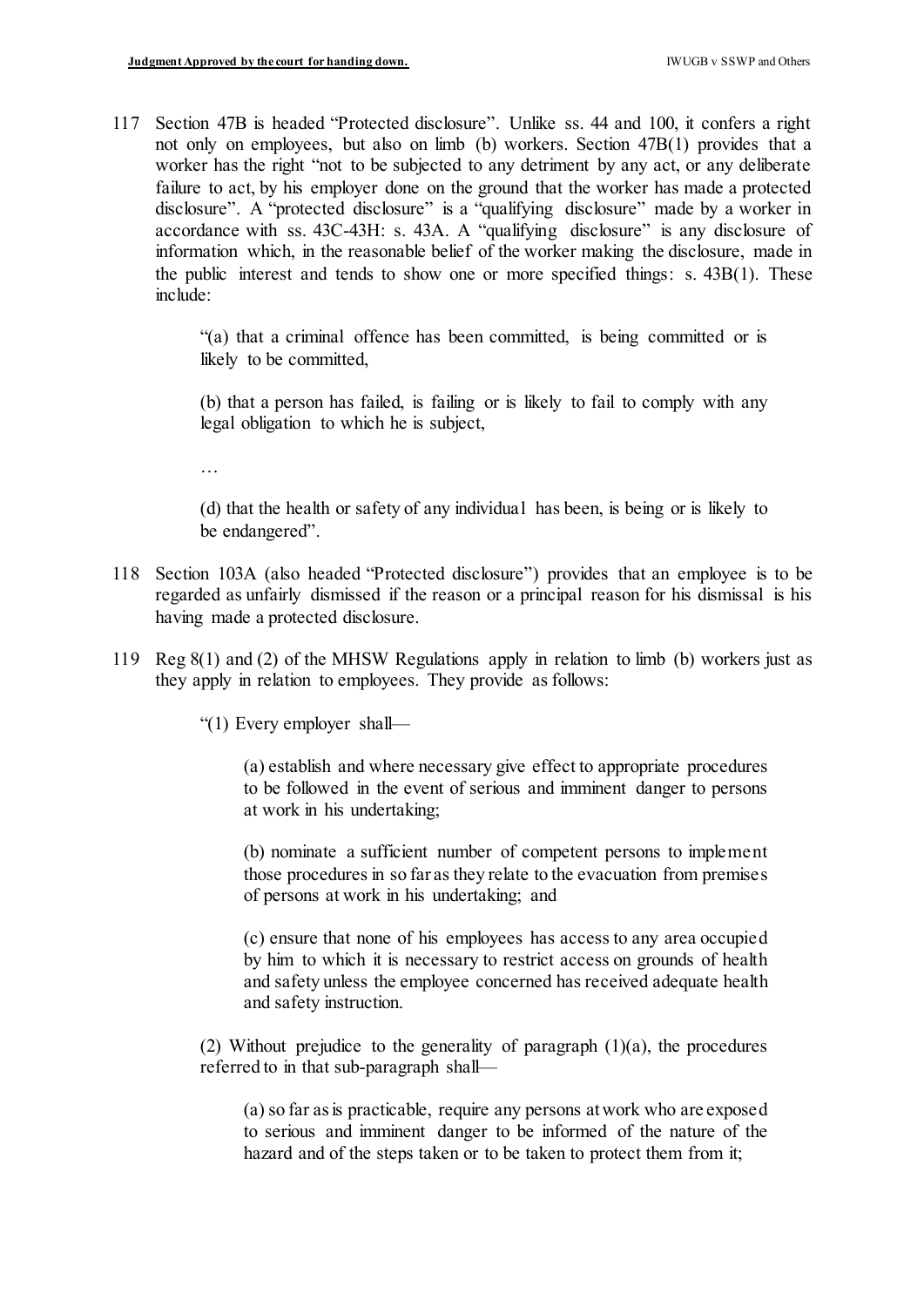117 Section 47B is headed "Protected disclosure". Unlike ss. 44 and 100, it confers a right not only on employees, but also on limb (b) workers. Section 47B(1) provides that a worker has the right "not to be subjected to any detriment by any act, or any deliberate failure to act, by his employer done on the ground that the worker has made a protected disclosure". A "protected disclosure" is a "qualifying disclosure" made by a worker in accordance with ss. 43C-43H: s. 43A. A "qualifying disclosure" is any disclosure of information which, in the reasonable belief of the worker making the disclosure, made in the public interest and tends to show one or more specified things: s. 43B(1). These include:

> "(a) that a criminal offence has been committed, is being committed or is likely to be committed,
>
> (b) that a person has failed, is failing or is likely to fail to comply with any legal obligation to which he is subject,
>
> …
>
> (d) that the health or safety of any individual has been, is being or is likely to be endangered".

118 Section 103A (also headed "Protected disclosure") provides that an employee is to be regarded as unfairly dismissed if the reason or a principal reason for his dismissal is his having made a protected disclosure.

119 Reg 8(1) and (2) of the MHSW Regulations apply in relation to limb (b) workers just as they apply in relation to employees. They provide as follows:

> "(1) Every employer shall—
>
> > (a) establish and where necessary give effect to appropriate procedures to be followed in the event of serious and imminent danger to persons at work in his undertaking;
> >
> > (b) nominate a sufficient number of competent persons to implement those procedures in so far as they relate to the evacuation from premises of persons at work in his undertaking; and
> >
> > (c) ensure that none of his employees has access to any area occupied by him to which it is necessary to restrict access on grounds of health and safety unless the employee concerned has received adequate health and safety instruction.
>
> (2) Without prejudice to the generality of paragraph (1)(a), the procedures referred to in that sub-paragraph shall—
>
> > (a) so far as is practicable, require any persons at work who are exposed to serious and imminent danger to be informed of the nature of the hazard and of the steps taken or to be taken to protect them from it;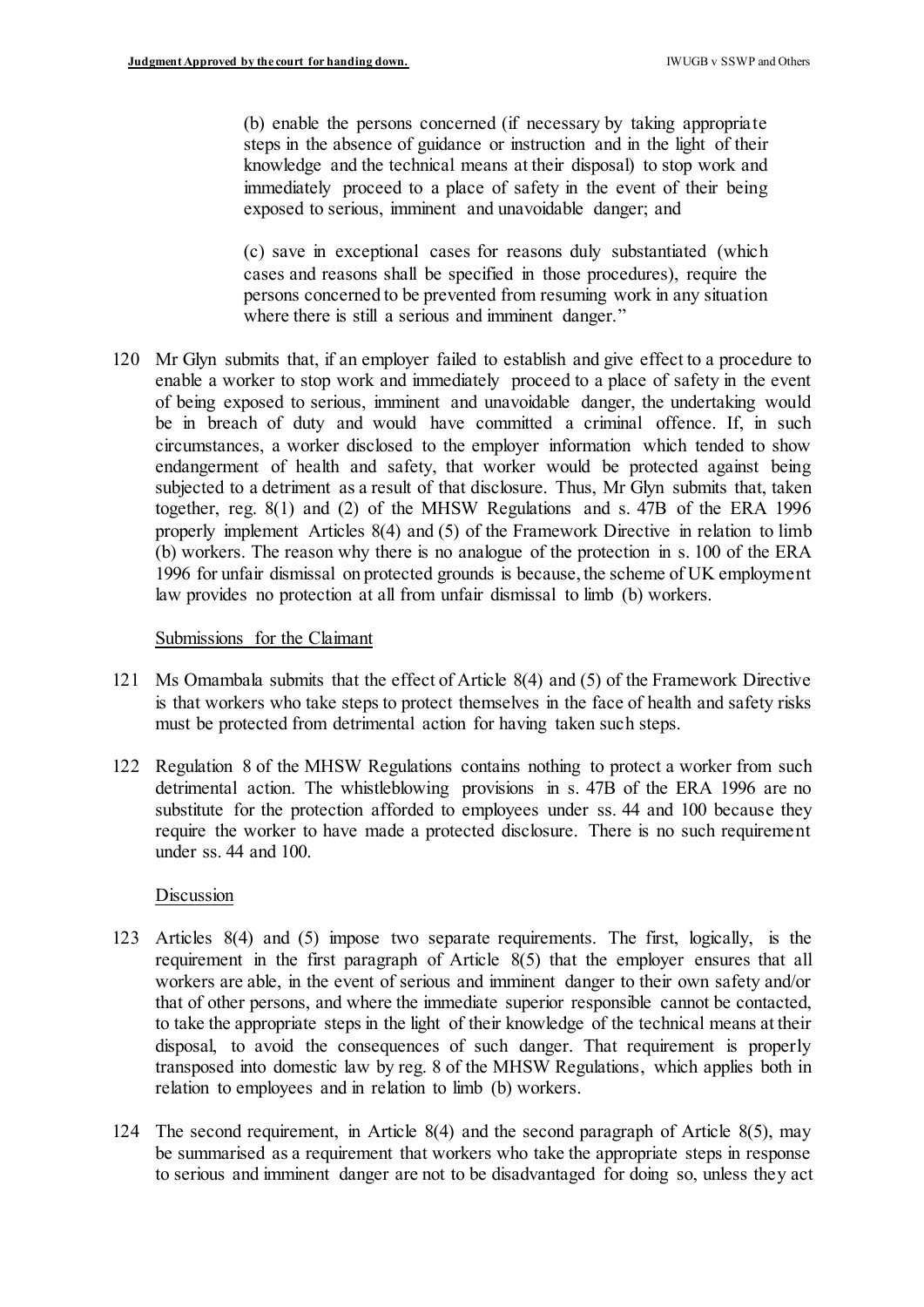> (b) enable the persons concerned (if necessary by taking appropriate steps in the absence of guidance or instruction and in the light of their knowledge and the technical means at their disposal) to stop work and immediately proceed to a place of safety in the event of their being exposed to serious, imminent and unavoidable danger; and
>
> (c) save in exceptional cases for reasons duly substantiated (which cases and reasons shall be specified in those procedures), require the persons concerned to be prevented from resuming work in any situation where there is still a serious and imminent danger."

120 Mr Glyn submits that, if an employer failed to establish and give effect to a procedure to enable a worker to stop work and immediately proceed to a place of safety in the event of being exposed to serious, imminent and unavoidable danger, the undertaking would be in breach of duty and would have committed a criminal offence. If, in such circumstances, a worker disclosed to the employer information which tended to show endangerment of health and safety, that worker would be protected against being subjected to a detriment as a result of that disclosure. Thus, Mr Glyn submits that, taken together, reg. 8(1) and (2) of the MHSW Regulations and s. 47B of the ERA 1996 properly implement Articles 8(4) and (5) of the Framework Directive in relation to limb (b) workers. The reason why there is no analogue of the protection in s. 100 of the ERA 1996 for unfair dismissal on protected grounds is because, the scheme of UK employment law provides no protection at all from unfair dismissal to limb (b) workers.

Submissions for the Claimant

121 Ms Omambala submits that the effect of Article 8(4) and (5) of the Framework Directive is that workers who take steps to protect themselves in the face of health and safety risks must be protected from detrimental action for having taken such steps.

122 Regulation 8 of the MHSW Regulations contains nothing to protect a worker from such detrimental action. The whistleblowing provisions in s. 47B of the ERA 1996 are no substitute for the protection afforded to employees under ss. 44 and 100 because they require the worker to have made a protected disclosure. There is no such requirement under ss. 44 and 100.

Discussion

123 Articles 8(4) and (5) impose two separate requirements. The first, logically, is the requirement in the first paragraph of Article 8(5) that the employer ensures that all workers are able, in the event of serious and imminent danger to their own safety and/or that of other persons, and where the immediate superior responsible cannot be contacted, to take the appropriate steps in the light of their knowledge of the technical means at their disposal, to avoid the consequences of such danger. That requirement is properly transposed into domestic law by reg. 8 of the MHSW Regulations, which applies both in relation to employees and in relation to limb (b) workers.

124 The second requirement, in Article 8(4) and the second paragraph of Article 8(5), may be summarised as a requirement that workers who take the appropriate steps in response to serious and imminent danger are not to be disadvantaged for doing so, unless they act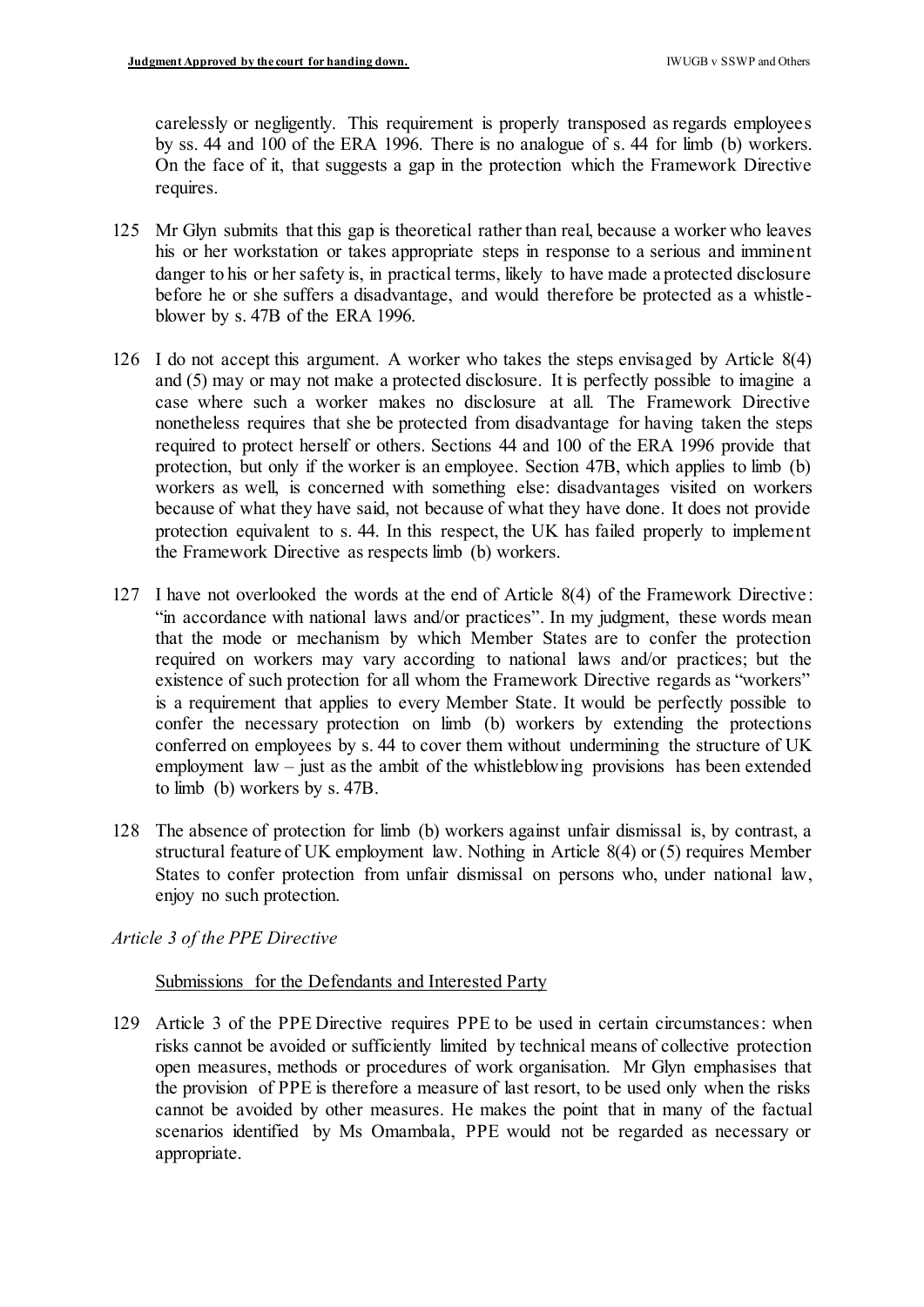carelessly or negligently. This requirement is properly transposed as regards employees by ss. 44 and 100 of the ERA 1996. There is no analogue of s. 44 for limb (b) workers. On the face of it, that suggests a gap in the protection which the Framework Directive requires.

125 Mr Glyn submits that this gap is theoretical rather than real, because a worker who leaves his or her workstation or takes appropriate steps in response to a serious and imminent danger to his or her safety is, in practical terms, likely to have made a protected disclosure before he or she suffers a disadvantage, and would therefore be protected as a whistle-blower by s. 47B of the ERA 1996.

126 I do not accept this argument. A worker who takes the steps envisaged by Article 8(4) and (5) may or may not make a protected disclosure. It is perfectly possible to imagine a case where such a worker makes no disclosure at all. The Framework Directive nonetheless requires that she be protected from disadvantage for having taken the steps required to protect herself or others. Sections 44 and 100 of the ERA 1996 provide that protection, but only if the worker is an employee. Section 47B, which applies to limb (b) workers as well, is concerned with something else: disadvantages visited on workers because of what they have said, not because of what they have done. It does not provide protection equivalent to s. 44. In this respect, the UK has failed properly to implement the Framework Directive as respects limb (b) workers.

127 I have not overlooked the words at the end of Article 8(4) of the Framework Directive: "in accordance with national laws and/or practices". In my judgment, these words mean that the mode or mechanism by which Member States are to confer the protection required on workers may vary according to national laws and/or practices; but the existence of such protection for all whom the Framework Directive regards as "workers" is a requirement that applies to every Member State. It would be perfectly possible to confer the necessary protection on limb (b) workers by extending the protections conferred on employees by s. 44 to cover them without undermining the structure of UK employment law – just as the ambit of the whistleblowing provisions has been extended to limb (b) workers by s. 47B.

128 The absence of protection for limb (b) workers against unfair dismissal is, by contrast, a structural feature of UK employment law. Nothing in Article 8(4) or (5) requires Member States to confer protection from unfair dismissal on persons who, under national law, enjoy no such protection.

*Article 3 of the PPE Directive*

Submissions for the Defendants and Interested Party

129 Article 3 of the PPE Directive requires PPE to be used in certain circumstances: when risks cannot be avoided or sufficiently limited by technical means of collective protection open measures, methods or procedures of work organisation. Mr Glyn emphasises that the provision of PPE is therefore a measure of last resort, to be used only when the risks cannot be avoided by other measures. He makes the point that in many of the factual scenarios identified by Ms Omambala, PPE would not be regarded as necessary or appropriate.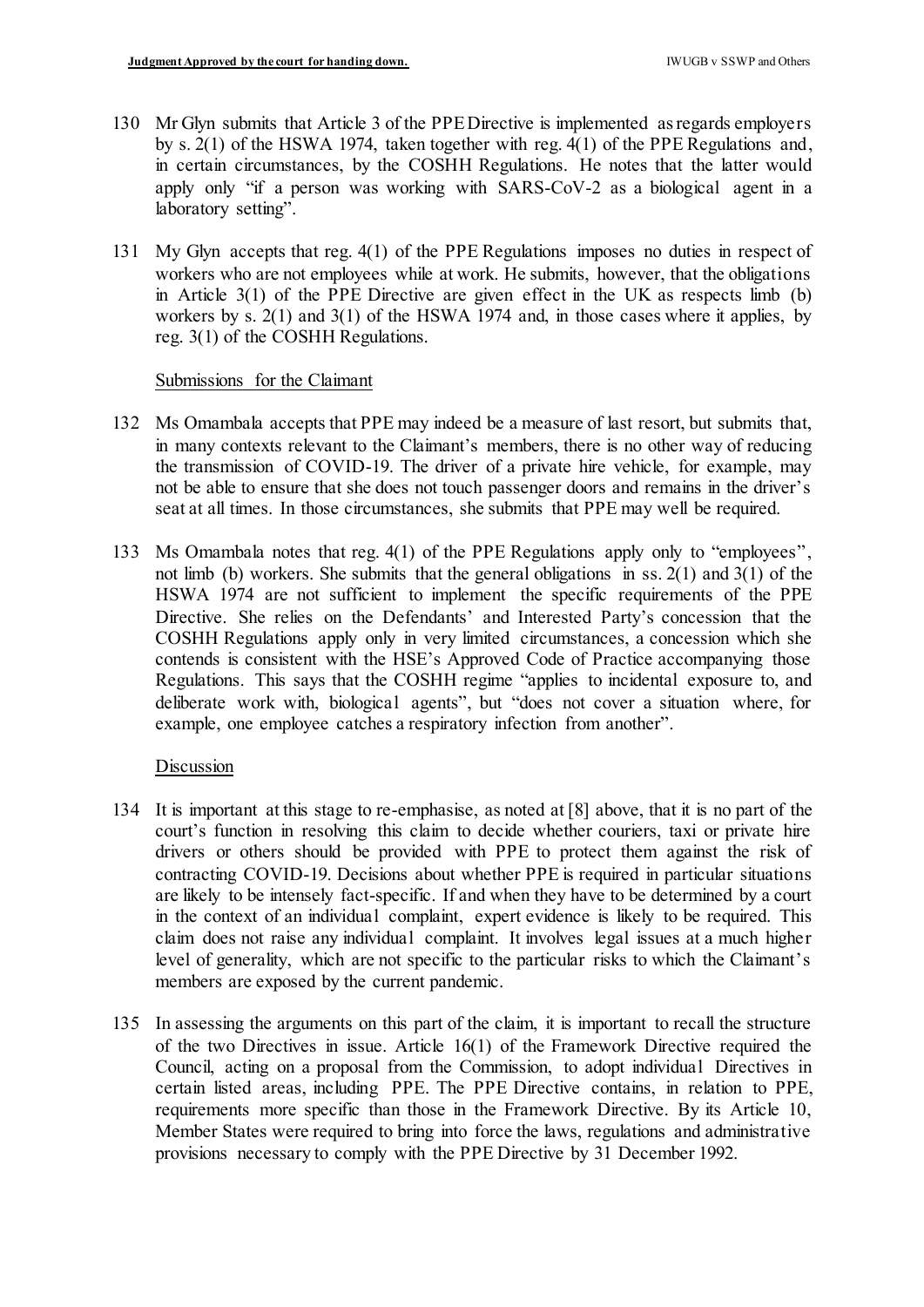130 Mr Glyn submits that Article 3 of the PPE Directive is implemented as regards employers by s. 2(1) of the HSWA 1974, taken together with reg. 4(1) of the PPE Regulations and, in certain circumstances, by the COSHH Regulations. He notes that the latter would apply only "if a person was working with SARS-CoV-2 as a biological agent in a laboratory setting".

131 My Glyn accepts that reg. 4(1) of the PPE Regulations imposes no duties in respect of workers who are not employees while at work. He submits, however, that the obligations in Article 3(1) of the PPE Directive are given effect in the UK as respects limb (b) workers by s. 2(1) and 3(1) of the HSWA 1974 and, in those cases where it applies, by reg. 3(1) of the COSHH Regulations.

Submissions for the Claimant

132 Ms Omambala accepts that PPE may indeed be a measure of last resort, but submits that, in many contexts relevant to the Claimant's members, there is no other way of reducing the transmission of COVID-19. The driver of a private hire vehicle, for example, may not be able to ensure that she does not touch passenger doors and remains in the driver's seat at all times. In those circumstances, she submits that PPE may well be required.

133 Ms Omambala notes that reg. 4(1) of the PPE Regulations apply only to "employees", not limb (b) workers. She submits that the general obligations in ss. 2(1) and 3(1) of the HSWA 1974 are not sufficient to implement the specific requirements of the PPE Directive. She relies on the Defendants' and Interested Party's concession that the COSHH Regulations apply only in very limited circumstances, a concession which she contends is consistent with the HSE's Approved Code of Practice accompanying those Regulations. This says that the COSHH regime "applies to incidental exposure to, and deliberate work with, biological agents", but "does not cover a situation where, for example, one employee catches a respiratory infection from another".

Discussion

134 It is important at this stage to re-emphasise, as noted at [8] above, that it is no part of the court's function in resolving this claim to decide whether couriers, taxi or private hire drivers or others should be provided with PPE to protect them against the risk of contracting COVID-19. Decisions about whether PPE is required in particular situations are likely to be intensely fact-specific. If and when they have to be determined by a court in the context of an individual complaint, expert evidence is likely to be required. This claim does not raise any individual complaint. It involves legal issues at a much higher level of generality, which are not specific to the particular risks to which the Claimant's members are exposed by the current pandemic.

135 In assessing the arguments on this part of the claim, it is important to recall the structure of the two Directives in issue. Article 16(1) of the Framework Directive required the Council, acting on a proposal from the Commission, to adopt individual Directives in certain listed areas, including PPE. The PPE Directive contains, in relation to PPE, requirements more specific than those in the Framework Directive. By its Article 10, Member States were required to bring into force the laws, regulations and administrative provisions necessary to comply with the PPE Directive by 31 December 1992.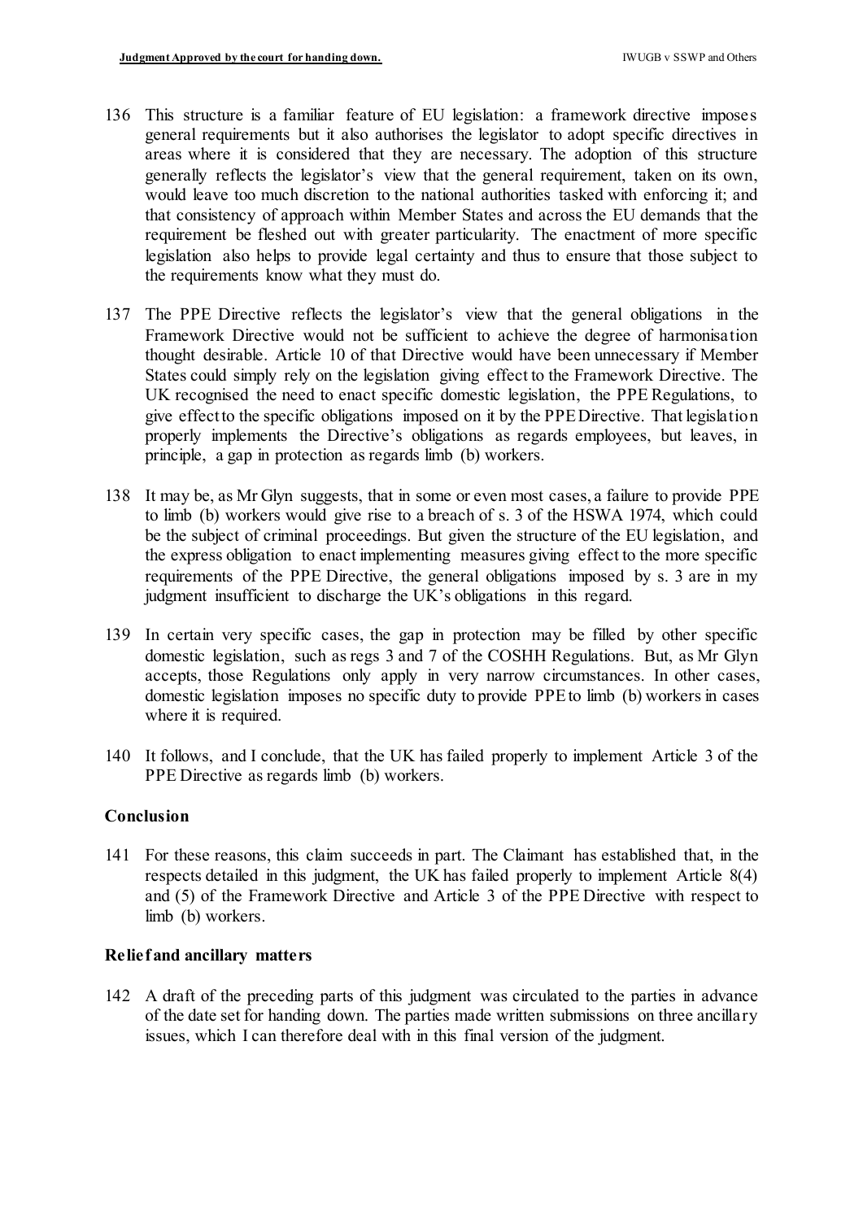136 This structure is a familiar feature of EU legislation: a framework directive imposes general requirements but it also authorises the legislator to adopt specific directives in areas where it is considered that they are necessary. The adoption of this structure generally reflects the legislator's view that the general requirement, taken on its own, would leave too much discretion to the national authorities tasked with enforcing it; and that consistency of approach within Member States and across the EU demands that the requirement be fleshed out with greater particularity. The enactment of more specific legislation also helps to provide legal certainty and thus to ensure that those subject to the requirements know what they must do.

137 The PPE Directive reflects the legislator's view that the general obligations in the Framework Directive would not be sufficient to achieve the degree of harmonisation thought desirable. Article 10 of that Directive would have been unnecessary if Member States could simply rely on the legislation giving effect to the Framework Directive. The UK recognised the need to enact specific domestic legislation, the PPE Regulations, to give effect to the specific obligations imposed on it by the PPE Directive. That legislation properly implements the Directive's obligations as regards employees, but leaves, in principle, a gap in protection as regards limb (b) workers.

138 It may be, as Mr Glyn suggests, that in some or even most cases, a failure to provide PPE to limb (b) workers would give rise to a breach of s. 3 of the HSWA 1974, which could be the subject of criminal proceedings. But given the structure of the EU legislation, and the express obligation to enact implementing measures giving effect to the more specific requirements of the PPE Directive, the general obligations imposed by s. 3 are in my judgment insufficient to discharge the UK's obligations in this regard.

139 In certain very specific cases, the gap in protection may be filled by other specific domestic legislation, such as regs 3 and 7 of the COSHH Regulations. But, as Mr Glyn accepts, those Regulations only apply in very narrow circumstances. In other cases, domestic legislation imposes no specific duty to provide PPE to limb (b) workers in cases where it is required.

140 It follows, and I conclude, that the UK has failed properly to implement Article 3 of the PPE Directive as regards limb (b) workers.

## Conclusion

141 For these reasons, this claim succeeds in part. The Claimant has established that, in the respects detailed in this judgment, the UK has failed properly to implement Article 8(4) and (5) of the Framework Directive and Article 3 of the PPE Directive with respect to limb (b) workers.

## Relief and ancillary matters

142 A draft of the preceding parts of this judgment was circulated to the parties in advance of the date set for handing down. The parties made written submissions on three ancillary issues, which I can therefore deal with in this final version of the judgment.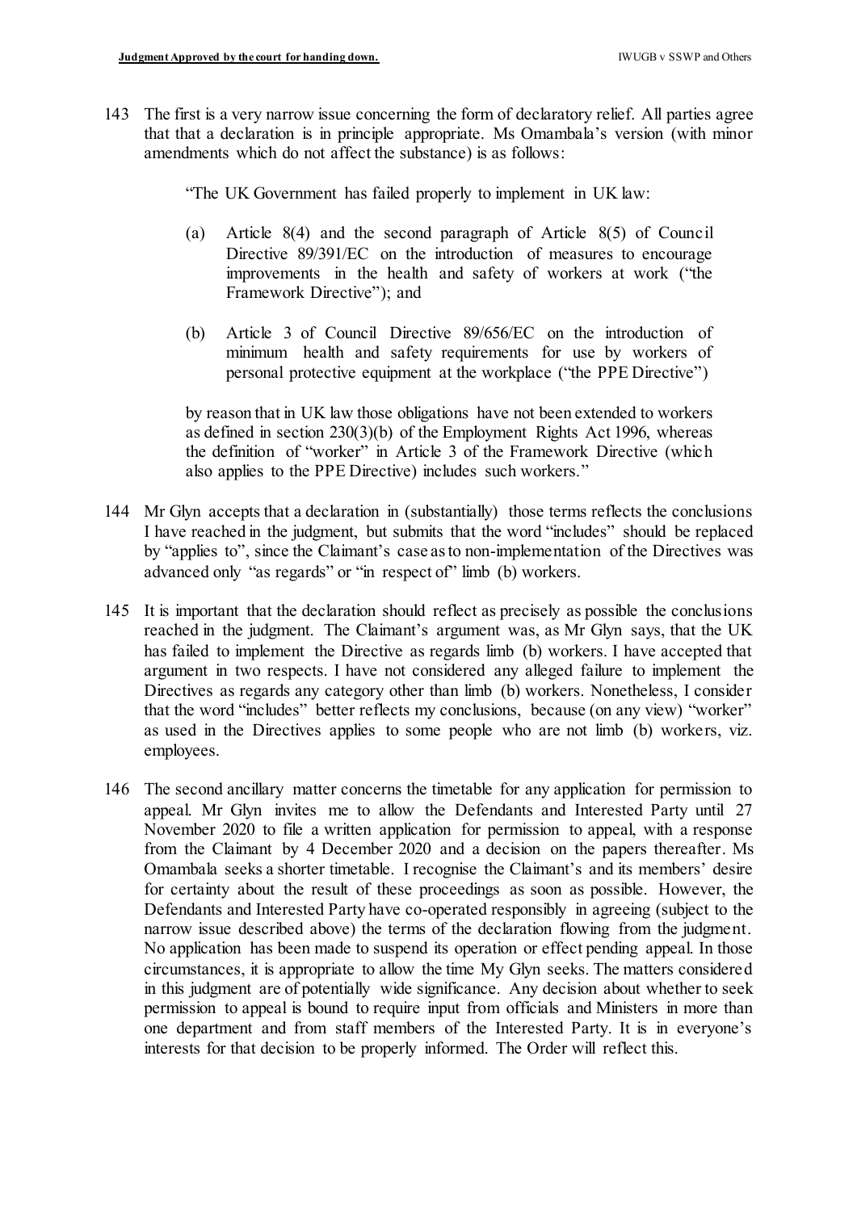143 The first is a very narrow issue concerning the form of declaratory relief. All parties agree that that a declaration is in principle appropriate. Ms Omambala's version (with minor amendments which do not affect the substance) is as follows:

> "The UK Government has failed properly to implement in UK law:
>
> (a) Article 8(4) and the second paragraph of Article 8(5) of Council Directive 89/391/EC on the introduction of measures to encourage improvements in the health and safety of workers at work ("the Framework Directive"); and
>
> (b) Article 3 of Council Directive 89/656/EC on the introduction of minimum health and safety requirements for use by workers of personal protective equipment at the workplace ("the PPE Directive")
>
> by reason that in UK law those obligations have not been extended to workers as defined in section 230(3)(b) of the Employment Rights Act 1996, whereas the definition of "worker" in Article 3 of the Framework Directive (which also applies to the PPE Directive) includes such workers."

144 Mr Glyn accepts that a declaration in (substantially) those terms reflects the conclusions I have reached in the judgment, but submits that the word "includes" should be replaced by "applies to", since the Claimant's case as to non-implementation of the Directives was advanced only "as regards" or "in respect of" limb (b) workers.

145 It is important that the declaration should reflect as precisely as possible the conclusions reached in the judgment. The Claimant's argument was, as Mr Glyn says, that the UK has failed to implement the Directive as regards limb (b) workers. I have accepted that argument in two respects. I have not considered any alleged failure to implement the Directives as regards any category other than limb (b) workers. Nonetheless, I consider that the word "includes" better reflects my conclusions, because (on any view) "worker" as used in the Directives applies to some people who are not limb (b) workers, viz. employees.

146 The second ancillary matter concerns the timetable for any application for permission to appeal. Mr Glyn invites me to allow the Defendants and Interested Party until 27 November 2020 to file a written application for permission to appeal, with a response from the Claimant by 4 December 2020 and a decision on the papers thereafter. Ms Omambala seeks a shorter timetable. I recognise the Claimant's and its members' desire for certainty about the result of these proceedings as soon as possible. However, the Defendants and Interested Party have co-operated responsibly in agreeing (subject to the narrow issue described above) the terms of the declaration flowing from the judgment. No application has been made to suspend its operation or effect pending appeal. In those circumstances, it is appropriate to allow the time My Glyn seeks. The matters considered in this judgment are of potentially wide significance. Any decision about whether to seek permission to appeal is bound to require input from officials and Ministers in more than one department and from staff members of the Interested Party. It is in everyone's interests for that decision to be properly informed. The Order will reflect this.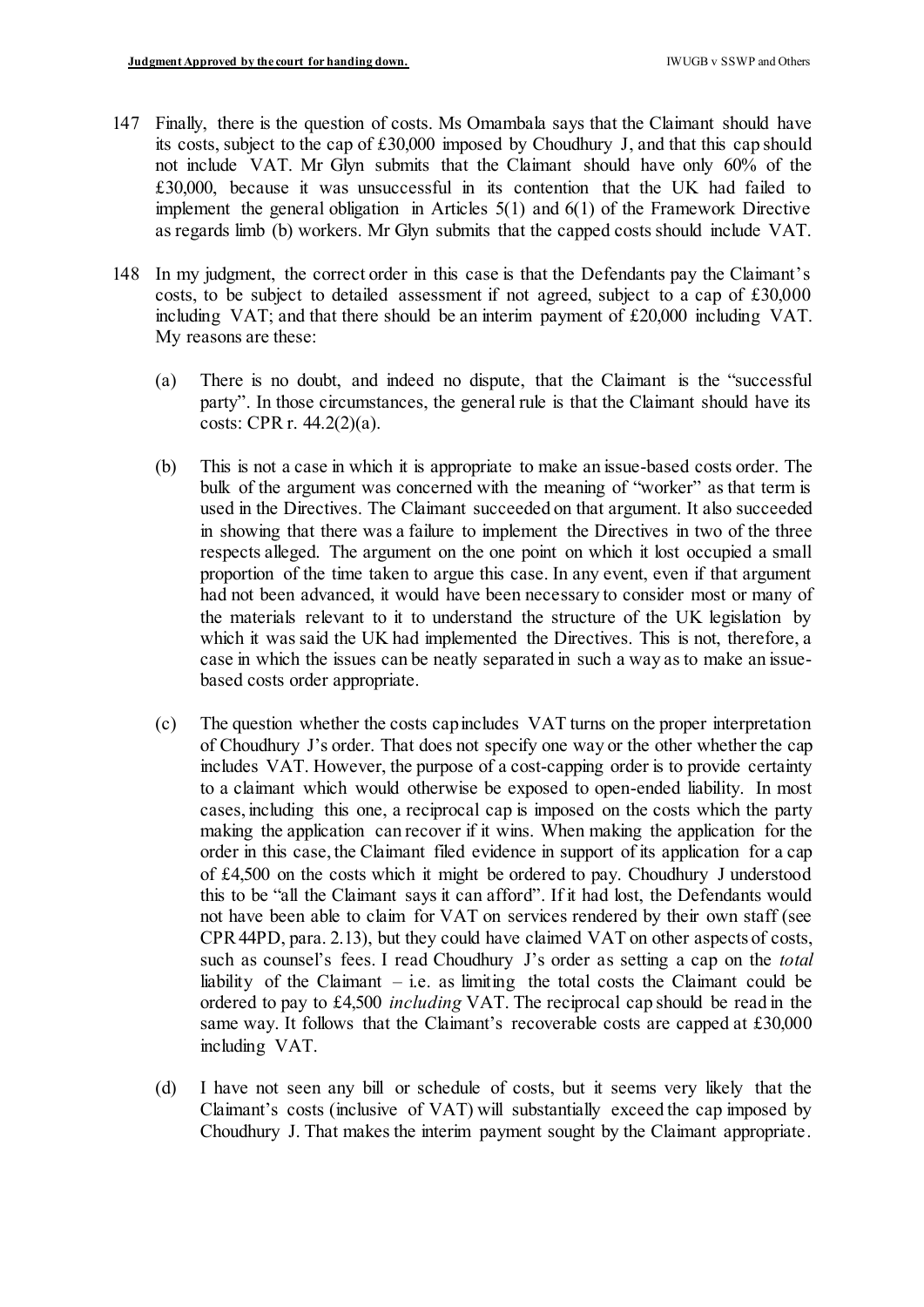147 Finally, there is the question of costs. Ms Omambala says that the Claimant should have its costs, subject to the cap of £30,000 imposed by Choudhury J, and that this cap should not include VAT. Mr Glyn submits that the Claimant should have only 60% of the £30,000, because it was unsuccessful in its contention that the UK had failed to implement the general obligation in Articles 5(1) and 6(1) of the Framework Directive as regards limb (b) workers. Mr Glyn submits that the capped costs should include VAT.

148 In my judgment, the correct order in this case is that the Defendants pay the Claimant's costs, to be subject to detailed assessment if not agreed, subject to a cap of £30,000 including VAT; and that there should be an interim payment of £20,000 including VAT. My reasons are these:

(a) There is no doubt, and indeed no dispute, that the Claimant is the "successful party". In those circumstances, the general rule is that the Claimant should have its costs: CPR r. 44.2(2)(a).

(b) This is not a case in which it is appropriate to make an issue-based costs order. The bulk of the argument was concerned with the meaning of "worker" as that term is used in the Directives. The Claimant succeeded on that argument. It also succeeded in showing that there was a failure to implement the Directives in two of the three respects alleged. The argument on the one point on which it lost occupied a small proportion of the time taken to argue this case. In any event, even if that argument had not been advanced, it would have been necessary to consider most or many of the materials relevant to it to understand the structure of the UK legislation by which it was said the UK had implemented the Directives. This is not, therefore, a case in which the issues can be neatly separated in such a way as to make an issue-based costs order appropriate.

(c) The question whether the costs cap includes VAT turns on the proper interpretation of Choudhury J's order. That does not specify one way or the other whether the cap includes VAT. However, the purpose of a cost-capping order is to provide certainty to a claimant which would otherwise be exposed to open-ended liability. In most cases, including this one, a reciprocal cap is imposed on the costs which the party making the application can recover if it wins. When making the application for the order in this case, the Claimant filed evidence in support of its application for a cap of £4,500 on the costs which it might be ordered to pay. Choudhury J understood this to be "all the Claimant says it can afford". If it had lost, the Defendants would not have been able to claim for VAT on services rendered by their own staff (see CPR 44PD, para. 2.13), but they could have claimed VAT on other aspects of costs, such as counsel's fees. I read Choudhury J's order as setting a cap on the *total* liability of the Claimant – i.e. as limiting the total costs the Claimant could be ordered to pay to £4,500 *including* VAT. The reciprocal cap should be read in the same way. It follows that the Claimant's recoverable costs are capped at £30,000 including VAT.

(d) I have not seen any bill or schedule of costs, but it seems very likely that the Claimant's costs (inclusive of VAT) will substantially exceed the cap imposed by Choudhury J. That makes the interim payment sought by the Claimant appropriate.